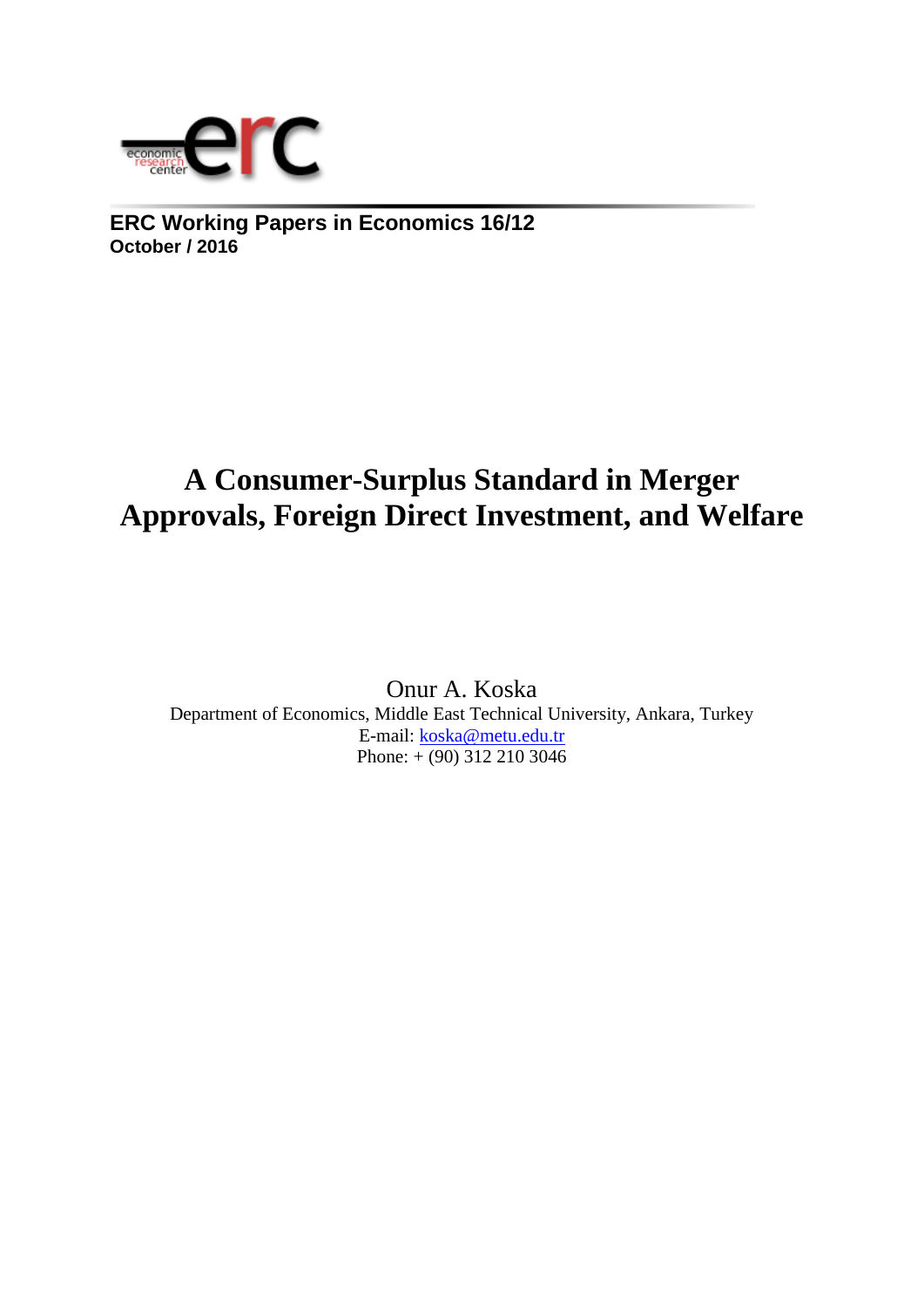**ERC Working Papers in Economics 16/12**
**October / 2016**

# A Consumer-Surplus Standard in Merger Approvals, Foreign Direct Investment, and Welfare

Onur A. Koska
Department of Economics, Middle East Technical University, Ankara, Turkey
E-mail: koska@metu.edu.tr
Phone: + (90) 312 210 3046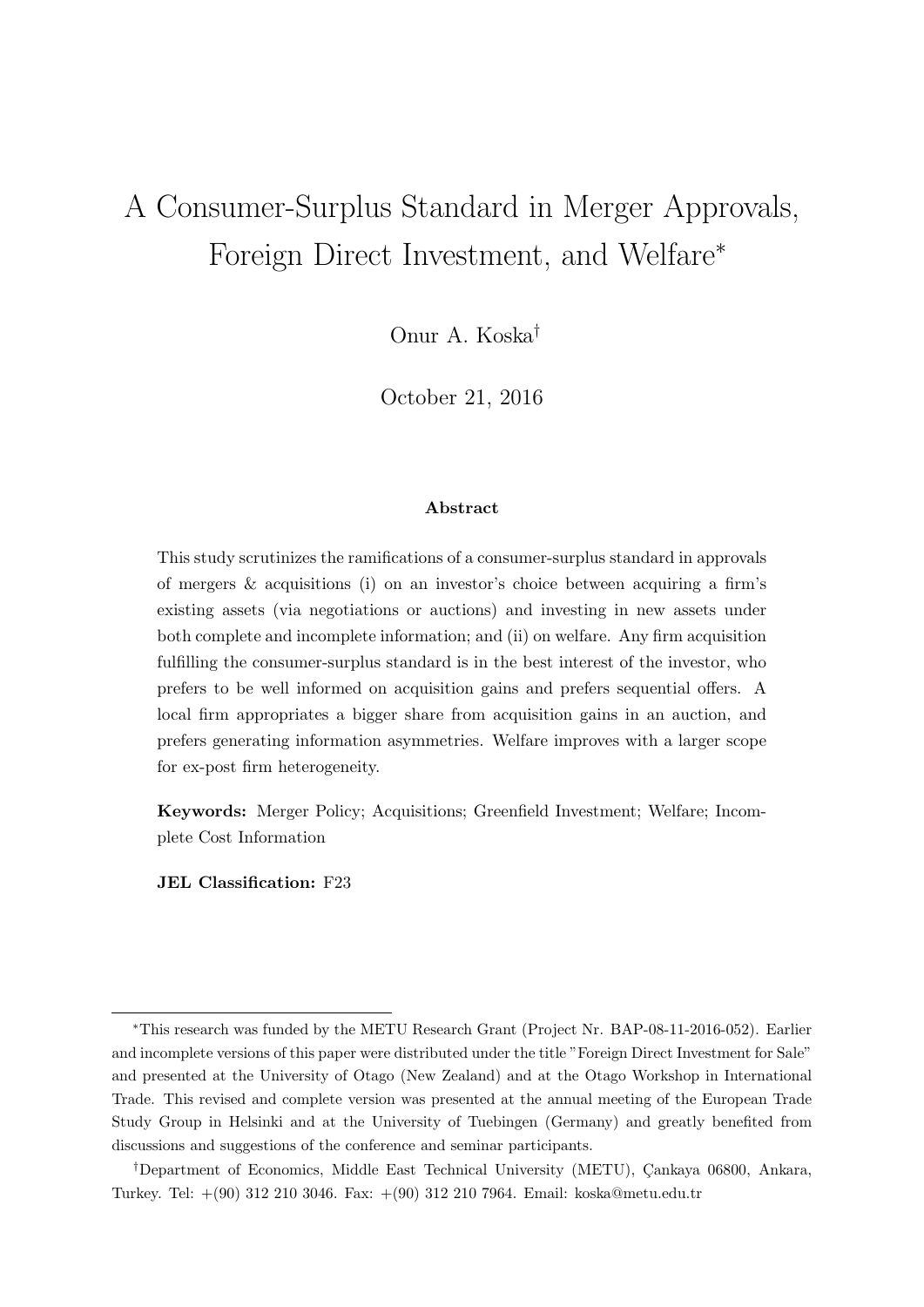# A Consumer-Surplus Standard in Merger Approvals, Foreign Direct Investment, and Welfare*

Onur A. Koska†

October 21, 2016

### Abstract

This study scrutinizes the ramifications of a consumer-surplus standard in approvals of mergers & acquisitions (i) on an investor's choice between acquiring a firm's existing assets (via negotiations or auctions) and investing in new assets under both complete and incomplete information; and (ii) on welfare. Any firm acquisition fulfilling the consumer-surplus standard is in the best interest of the investor, who prefers to be well informed on acquisition gains and prefers sequential offers. A local firm appropriates a bigger share from acquisition gains in an auction, and prefers generating information asymmetries. Welfare improves with a larger scope for ex-post firm heterogeneity.

**Keywords:** Merger Policy; Acquisitions; Greenfield Investment; Welfare; Incomplete Cost Information

**JEL Classification:** F23

---

*This research was funded by the METU Research Grant (Project Nr. BAP-08-11-2016-052). Earlier and incomplete versions of this paper were distributed under the title "Foreign Direct Investment for Sale" and presented at the University of Otago (New Zealand) and at the Otago Workshop in International Trade. This revised and complete version was presented at the annual meeting of the European Trade Study Group in Helsinki and at the University of Tuebingen (Germany) and greatly benefited from discussions and suggestions of the conference and seminar participants.

†Department of Economics, Middle East Technical University (METU), Çankaya 06800, Ankara, Turkey. Tel: +(90) 312 210 3046. Fax: +(90) 312 210 7964. Email: koska@metu.edu.tr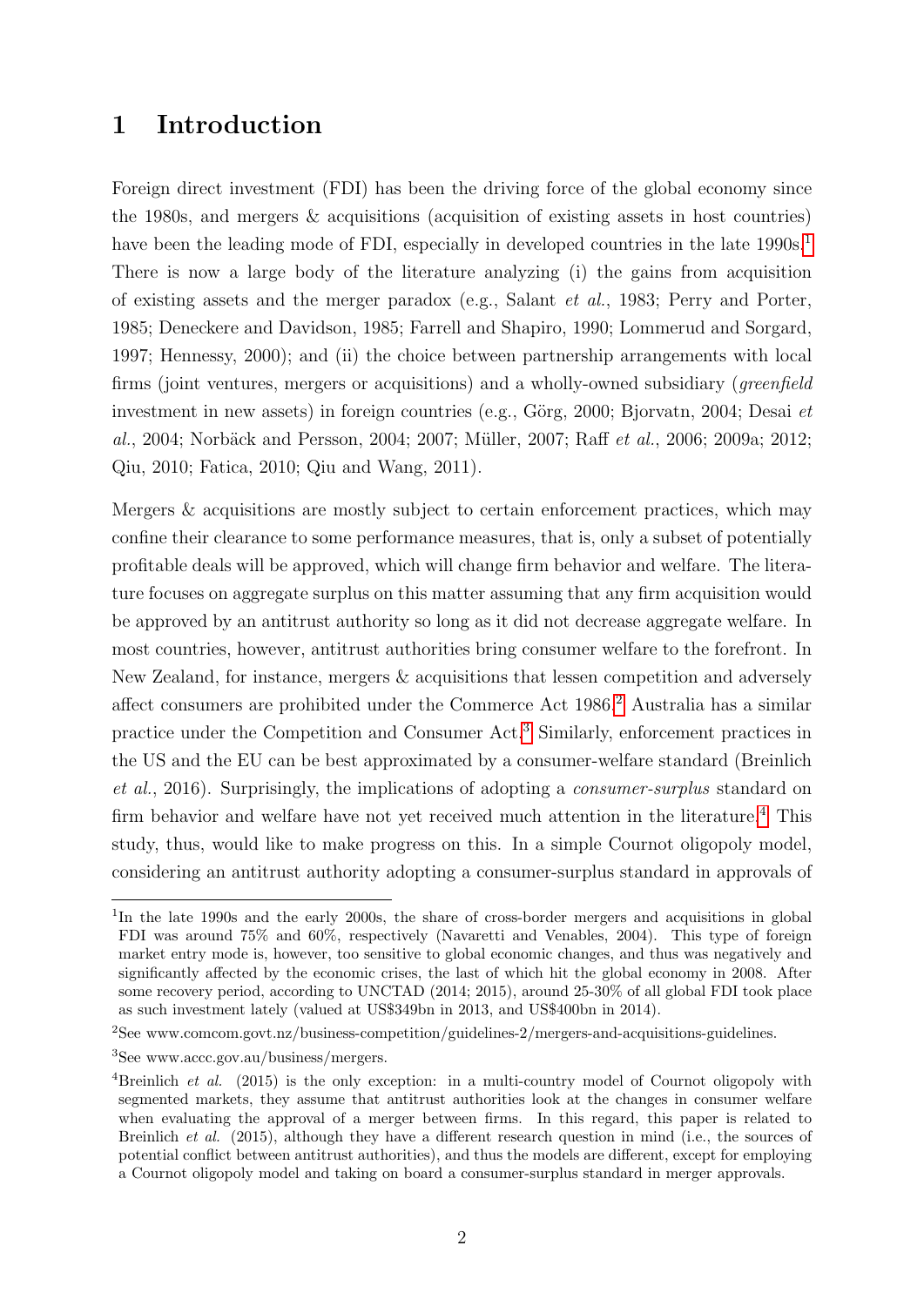# 1 Introduction

Foreign direct investment (FDI) has been the driving force of the global economy since the 1980s, and mergers & acquisitions (acquisition of existing assets in host countries) have been the leading mode of FDI, especially in developed countries in the late 1990s.[1] There is now a large body of the literature analyzing (i) the gains from acquisition of existing assets and the merger paradox (e.g., Salant *et al.*, 1983; Perry and Porter, 1985; Deneckere and Davidson, 1985; Farrell and Shapiro, 1990; Lommerud and Sorgard, 1997; Hennessy, 2000); and (ii) the choice between partnership arrangements with local firms (joint ventures, mergers or acquisitions) and a wholly-owned subsidiary (*greenfield* investment in new assets) in foreign countries (e.g., Görg, 2000; Bjorvatn, 2004; Desai *et al.*, 2004; Norbäck and Persson, 2004; 2007; Müller, 2007; Raff *et al.*, 2006; 2009a; 2012; Qiu, 2010; Fatica, 2010; Qiu and Wang, 2011).

Mergers & acquisitions are mostly subject to certain enforcement practices, which may confine their clearance to some performance measures, that is, only a subset of potentially profitable deals will be approved, which will change firm behavior and welfare. The literature focuses on aggregate surplus on this matter assuming that any firm acquisition would be approved by an antitrust authority so long as it did not decrease aggregate welfare. In most countries, however, antitrust authorities bring consumer welfare to the forefront. In New Zealand, for instance, mergers & acquisitions that lessen competition and adversely affect consumers are prohibited under the Commerce Act 1986.[2] Australia has a similar practice under the Competition and Consumer Act.[3] Similarly, enforcement practices in the US and the EU can be best approximated by a consumer-welfare standard (Breinlich *et al.*, 2016). Surprisingly, the implications of adopting a *consumer-surplus* standard on firm behavior and welfare have not yet received much attention in the literature.[4] This study, thus, would like to make progress on this. In a simple Cournot oligopoly model, considering an antitrust authority adopting a consumer-surplus standard in approvals of

---

[1] In the late 1990s and the early 2000s, the share of cross-border mergers and acquisitions in global FDI was around 75% and 60%, respectively (Navaretti and Venables, 2004). This type of foreign market entry mode is, however, too sensitive to global economic changes, and thus was negatively and significantly affected by the economic crises, the last of which hit the global economy in 2008. After some recovery period, according to UNCTAD (2014; 2015), around 25-30% of all global FDI took place as such investment lately (valued at US$349bn in 2013, and US$400bn in 2014).

[2] See www.comcom.govt.nz/business-competition/guidelines-2/mergers-and-acquisitions-guidelines.

[3] See www.accc.gov.au/business/mergers.

[4] Breinlich *et al.* (2015) is the only exception: in a multi-country model of Cournot oligopoly with segmented markets, they assume that antitrust authorities look at the changes in consumer welfare when evaluating the approval of a merger between firms. In this regard, this paper is related to Breinlich *et al.* (2015), although they have a different research question in mind (i.e., the sources of potential conflict between antitrust authorities), and thus the models are different, except for employing a Cournot oligopoly model and taking on board a consumer-surplus standard in merger approvals.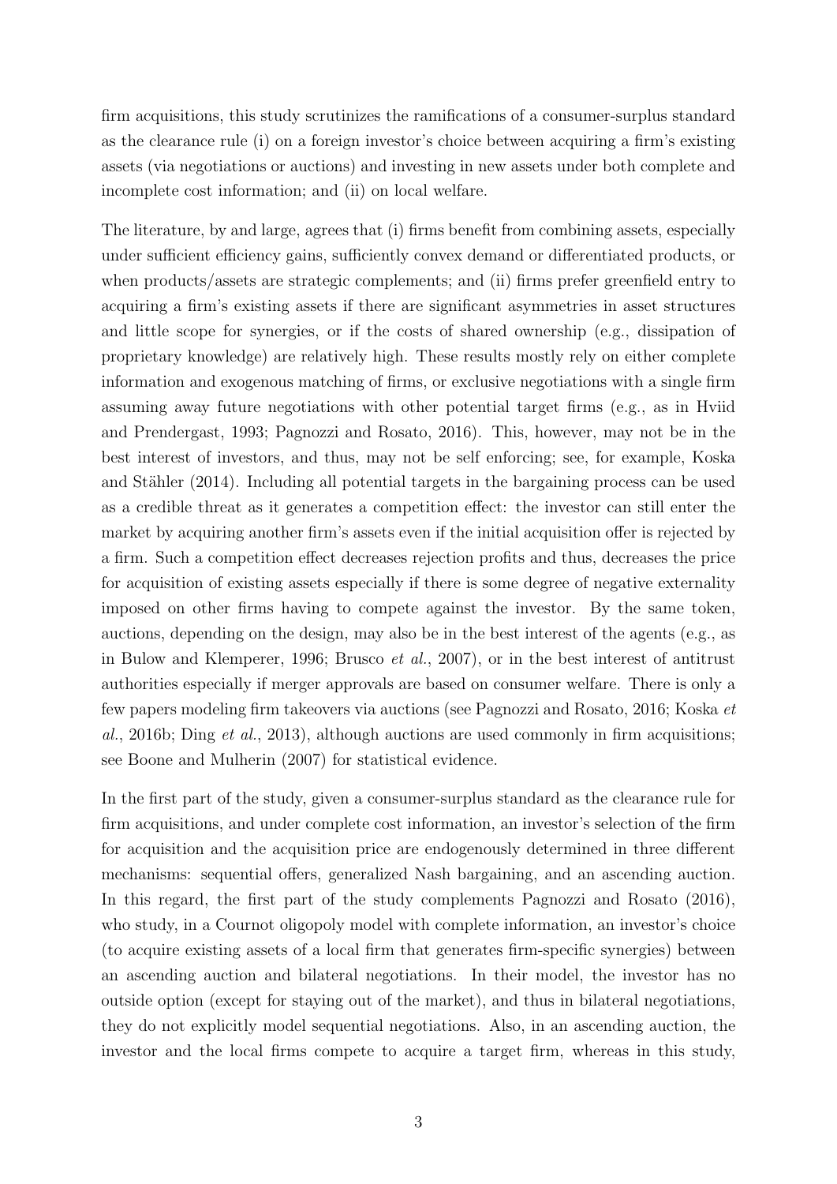firm acquisitions, this study scrutinizes the ramifications of a consumer-surplus standard as the clearance rule (i) on a foreign investor's choice between acquiring a firm's existing assets (via negotiations or auctions) and investing in new assets under both complete and incomplete cost information; and (ii) on local welfare.

The literature, by and large, agrees that (i) firms benefit from combining assets, especially under sufficient efficiency gains, sufficiently convex demand or differentiated products, or when products/assets are strategic complements; and (ii) firms prefer greenfield entry to acquiring a firm's existing assets if there are significant asymmetries in asset structures and little scope for synergies, or if the costs of shared ownership (e.g., dissipation of proprietary knowledge) are relatively high. These results mostly rely on either complete information and exogenous matching of firms, or exclusive negotiations with a single firm assuming away future negotiations with other potential target firms (e.g., as in Hviid and Prendergast, 1993; Pagnozzi and Rosato, 2016). This, however, may not be in the best interest of investors, and thus, may not be self enforcing; see, for example, Koska and Stähler (2014). Including all potential targets in the bargaining process can be used as a credible threat as it generates a competition effect: the investor can still enter the market by acquiring another firm's assets even if the initial acquisition offer is rejected by a firm. Such a competition effect decreases rejection profits and thus, decreases the price for acquisition of existing assets especially if there is some degree of negative externality imposed on other firms having to compete against the investor. By the same token, auctions, depending on the design, may also be in the best interest of the agents (e.g., as in Bulow and Klemperer, 1996; Brusco *et al.*, 2007), or in the best interest of antitrust authorities especially if merger approvals are based on consumer welfare. There is only a few papers modeling firm takeovers via auctions (see Pagnozzi and Rosato, 2016; Koska *et al.*, 2016b; Ding *et al.*, 2013), although auctions are used commonly in firm acquisitions; see Boone and Mulherin (2007) for statistical evidence.

In the first part of the study, given a consumer-surplus standard as the clearance rule for firm acquisitions, and under complete cost information, an investor's selection of the firm for acquisition and the acquisition price are endogenously determined in three different mechanisms: sequential offers, generalized Nash bargaining, and an ascending auction. In this regard, the first part of the study complements Pagnozzi and Rosato (2016), who study, in a Cournot oligopoly model with complete information, an investor's choice (to acquire existing assets of a local firm that generates firm-specific synergies) between an ascending auction and bilateral negotiations. In their model, the investor has no outside option (except for staying out of the market), and thus in bilateral negotiations, they do not explicitly model sequential negotiations. Also, in an ascending auction, the investor and the local firms compete to acquire a target firm, whereas in this study,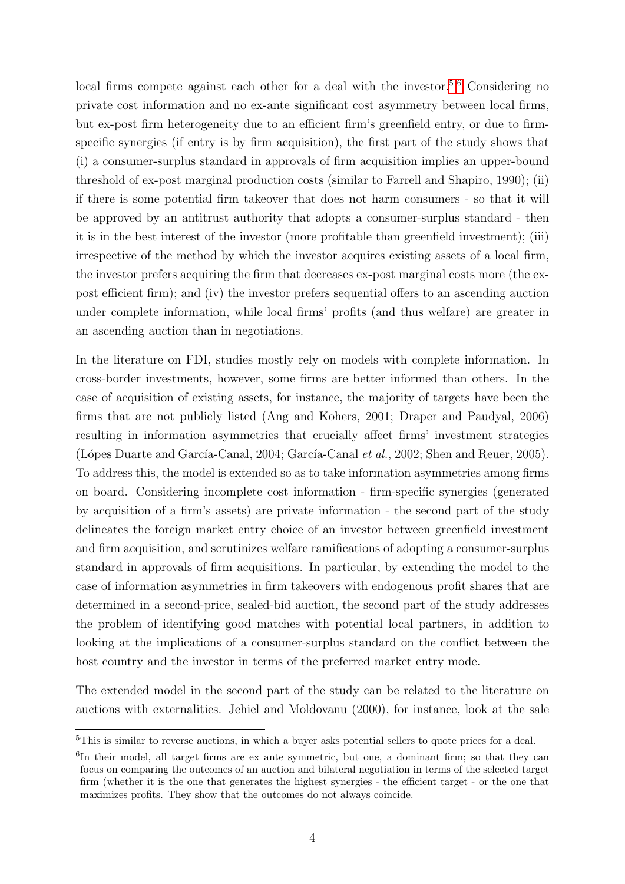local firms compete against each other for a deal with the investor.[5][6] Considering no private cost information and no ex-ante significant cost asymmetry between local firms, but ex-post firm heterogeneity due to an efficient firm's greenfield entry, or due to firm-specific synergies (if entry is by firm acquisition), the first part of the study shows that (i) a consumer-surplus standard in approvals of firm acquisition implies an upper-bound threshold of ex-post marginal production costs (similar to Farrell and Shapiro, 1990); (ii) if there is some potential firm takeover that does not harm consumers - so that it will be approved by an antitrust authority that adopts a consumer-surplus standard - then it is in the best interest of the investor (more profitable than greenfield investment); (iii) irrespective of the method by which the investor acquires existing assets of a local firm, the investor prefers acquiring the firm that decreases ex-post marginal costs more (the ex-post efficient firm); and (iv) the investor prefers sequential offers to an ascending auction under complete information, while local firms' profits (and thus welfare) are greater in an ascending auction than in negotiations.

In the literature on FDI, studies mostly rely on models with complete information. In cross-border investments, however, some firms are better informed than others. In the case of acquisition of existing assets, for instance, the majority of targets have been the firms that are not publicly listed (Ang and Kohers, 2001; Draper and Paudyal, 2006) resulting in information asymmetries that crucially affect firms' investment strategies (Lópes Duarte and García-Canal, 2004; García-Canal *et al.*, 2002; Shen and Reuer, 2005). To address this, the model is extended so as to take information asymmetries among firms on board. Considering incomplete cost information - firm-specific synergies (generated by acquisition of a firm's assets) are private information - the second part of the study delineates the foreign market entry choice of an investor between greenfield investment and firm acquisition, and scrutinizes welfare ramifications of adopting a consumer-surplus standard in approvals of firm acquisitions. In particular, by extending the model to the case of information asymmetries in firm takeovers with endogenous profit shares that are determined in a second-price, sealed-bid auction, the second part of the study addresses the problem of identifying good matches with potential local partners, in addition to looking at the implications of a consumer-surplus standard on the conflict between the host country and the investor in terms of the preferred market entry mode.

The extended model in the second part of the study can be related to the literature on auctions with externalities. Jehiel and Moldovanu (2000), for instance, look at the sale

---

[5] This is similar to reverse auctions, in which a buyer asks potential sellers to quote prices for a deal.

[6] In their model, all target firms are ex ante symmetric, but one, a dominant firm; so that they can focus on comparing the outcomes of an auction and bilateral negotiation in terms of the selected target firm (whether it is the one that generates the highest synergies - the efficient target - or the one that maximizes profits. They show that the outcomes do not always coincide.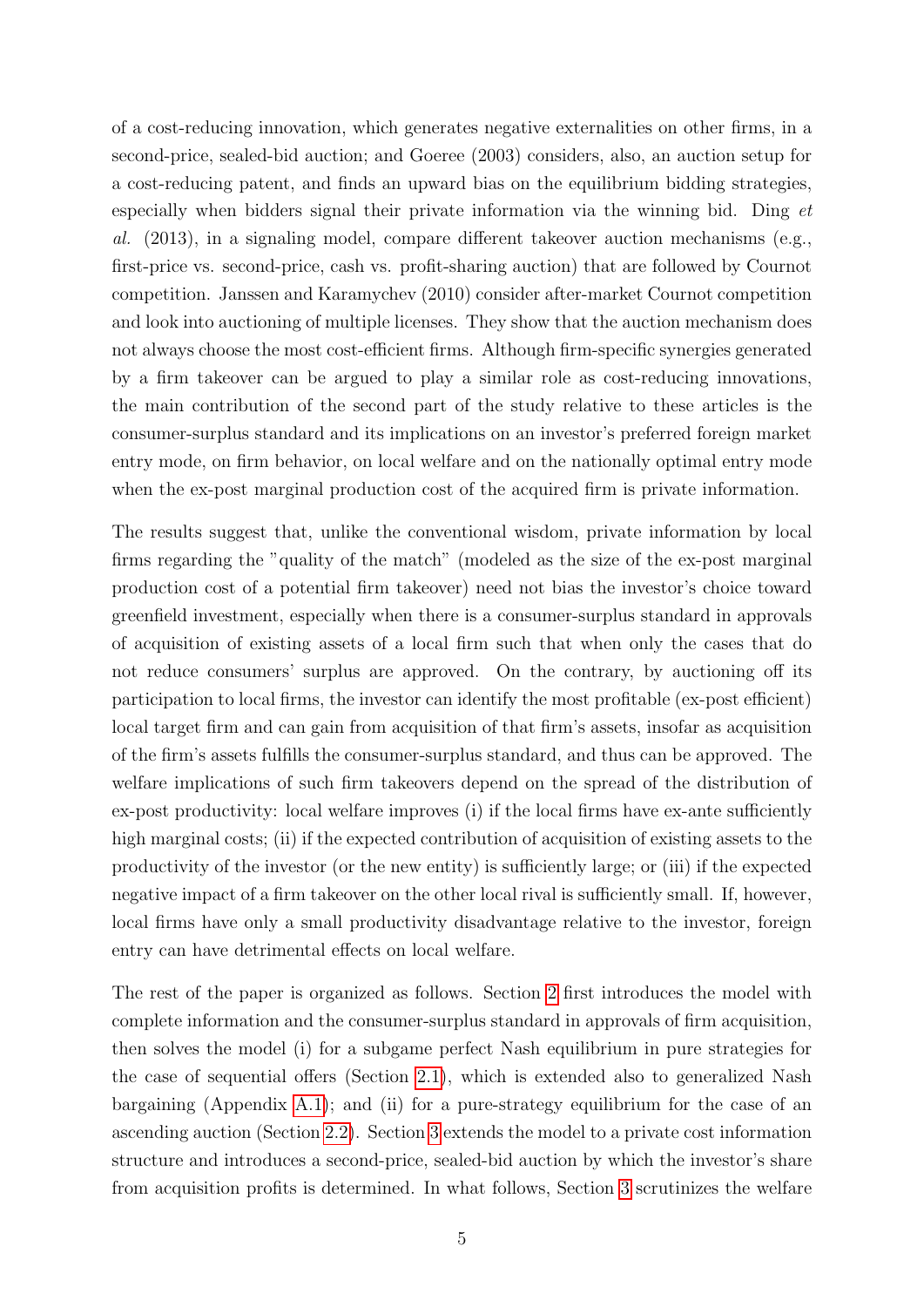of a cost-reducing innovation, which generates negative externalities on other firms, in a second-price, sealed-bid auction; and Goeree (2003) considers, also, an auction setup for a cost-reducing patent, and finds an upward bias on the equilibrium bidding strategies, especially when bidders signal their private information via the winning bid. Ding *et al.* (2013), in a signaling model, compare different takeover auction mechanisms (e.g., first-price vs. second-price, cash vs. profit-sharing auction) that are followed by Cournot competition. Janssen and Karamychev (2010) consider after-market Cournot competition and look into auctioning of multiple licenses. They show that the auction mechanism does not always choose the most cost-efficient firms. Although firm-specific synergies generated by a firm takeover can be argued to play a similar role as cost-reducing innovations, the main contribution of the second part of the study relative to these articles is the consumer-surplus standard and its implications on an investor's preferred foreign market entry mode, on firm behavior, on local welfare and on the nationally optimal entry mode when the ex-post marginal production cost of the acquired firm is private information.

The results suggest that, unlike the conventional wisdom, private information by local firms regarding the "quality of the match" (modeled as the size of the ex-post marginal production cost of a potential firm takeover) need not bias the investor's choice toward greenfield investment, especially when there is a consumer-surplus standard in approvals of acquisition of existing assets of a local firm such that when only the cases that do not reduce consumers' surplus are approved. On the contrary, by auctioning off its participation to local firms, the investor can identify the most profitable (ex-post efficient) local target firm and can gain from acquisition of that firm's assets, insofar as acquisition of the firm's assets fulfills the consumer-surplus standard, and thus can be approved. The welfare implications of such firm takeovers depend on the spread of the distribution of ex-post productivity: local welfare improves (i) if the local firms have ex-ante sufficiently high marginal costs; (ii) if the expected contribution of acquisition of existing assets to the productivity of the investor (or the new entity) is sufficiently large; or (iii) if the expected negative impact of a firm takeover on the other local rival is sufficiently small. If, however, local firms have only a small productivity disadvantage relative to the investor, foreign entry can have detrimental effects on local welfare.

The rest of the paper is organized as follows. Section 2 first introduces the model with complete information and the consumer-surplus standard in approvals of firm acquisition, then solves the model (i) for a subgame perfect Nash equilibrium in pure strategies for the case of sequential offers (Section 2.1), which is extended also to generalized Nash bargaining (Appendix A.1); and (ii) for a pure-strategy equilibrium for the case of an ascending auction (Section 2.2). Section 3 extends the model to a private cost information structure and introduces a second-price, sealed-bid auction by which the investor's share from acquisition profits is determined. In what follows, Section 3 scrutinizes the welfare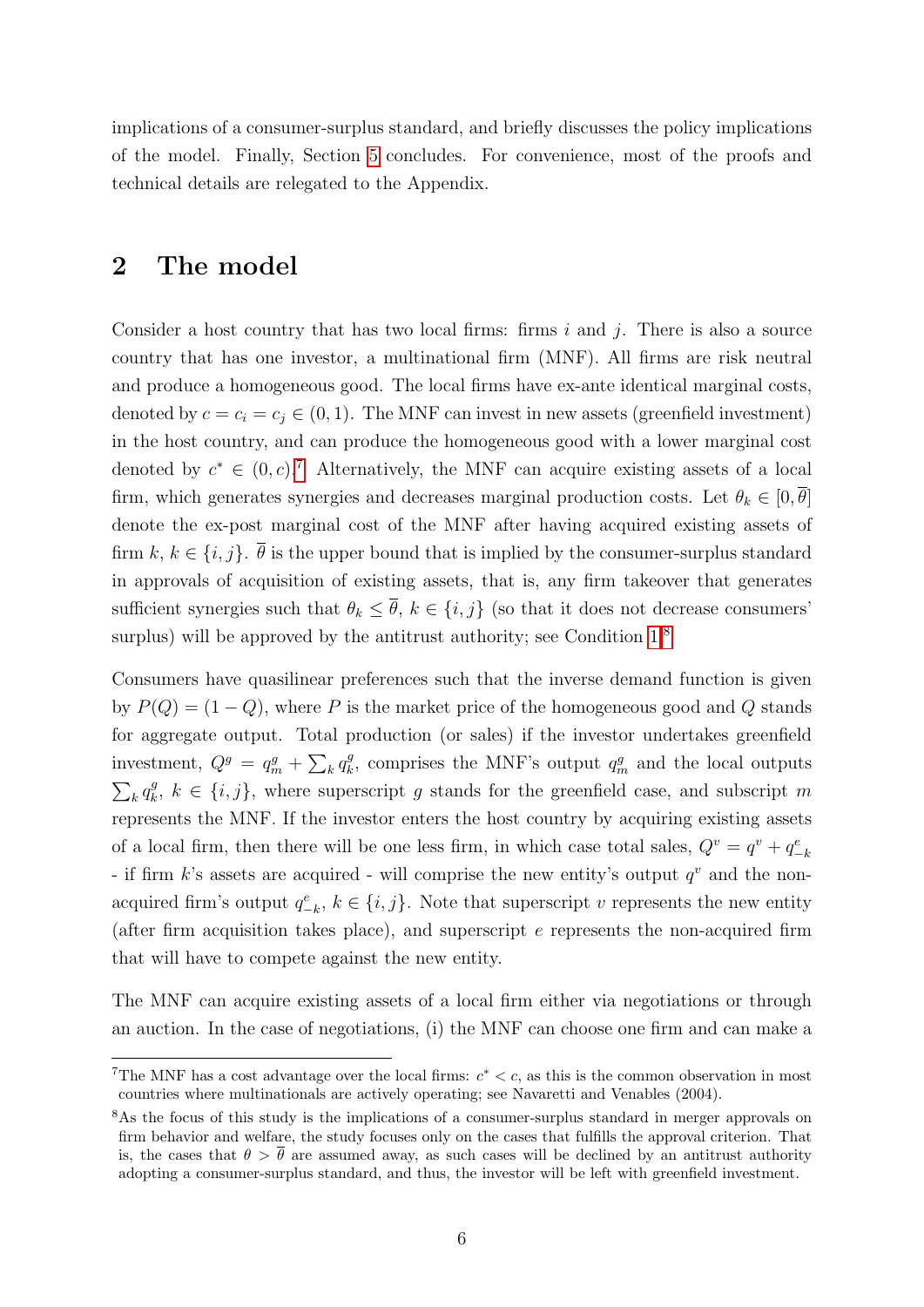implications of a consumer-surplus standard, and briefly discusses the policy implications of the model. Finally, Section 5 concludes. For convenience, most of the proofs and technical details are relegated to the Appendix.

## 2 The model

Consider a host country that has two local firms: firms $i$ and $j$. There is also a source country that has one investor, a multinational firm (MNF). All firms are risk neutral and produce a homogeneous good. The local firms have ex-ante identical marginal costs, denoted by $c = c_i = c_j \in (0, 1)$. The MNF can invest in new assets (greenfield investment) in the host country, and can produce the homogeneous good with a lower marginal cost denoted by $c^* \in (0, c)$.[7] Alternatively, the MNF can acquire existing assets of a local firm, which generates synergies and decreases marginal production costs. Let $\theta_k \in [0, \overline{\theta}]$ denote the ex-post marginal cost of the MNF after having acquired existing assets of firm $k$, $k \in \{i, j\}$. $\overline{\theta}$ is the upper bound that is implied by the consumer-surplus standard in approvals of acquisition of existing assets, that is, any firm takeover that generates sufficient synergies such that $\theta_k \leq \overline{\theta}$, $k \in \{i, j\}$ (so that it does not decrease consumers' surplus) will be approved by the antitrust authority; see Condition 1.[8]

Consumers have quasilinear preferences such that the inverse demand function is given by $P(Q) = (1 - Q)$, where $P$ is the market price of the homogeneous good and $Q$ stands for aggregate output. Total production (or sales) if the investor undertakes greenfield investment, $Q^g = q_m^g + \sum_k q_k^g$, comprises the MNF's output $q_m^g$ and the local outputs $\sum_k q_k^g$, $k \in \{i, j\}$, where superscript $g$ stands for the greenfield case, and subscript $m$ represents the MNF. If the investor enters the host country by acquiring existing assets of a local firm, then there will be one less firm, in which case total sales, $Q^v = q^v + q_{-k}^e$ - if firm $k$'s assets are acquired - will comprise the new entity's output $q^v$ and the non-acquired firm's output $q_{-k}^e$, $k \in \{i, j\}$. Note that superscript $v$ represents the new entity (after firm acquisition takes place), and superscript $e$ represents the non-acquired firm that will have to compete against the new entity.

The MNF can acquire existing assets of a local firm either via negotiations or through an auction. In the case of negotiations, (i) the MNF can choose one firm and can make a

[7] The MNF has a cost advantage over the local firms: $c^* < c$, as this is the common observation in most countries where multinationals are actively operating; see Navaretti and Venables (2004).

[8] As the focus of this study is the implications of a consumer-surplus standard in merger approvals on firm behavior and welfare, the study focuses only on the cases that fulfills the approval criterion. That is, the cases that $\theta > \overline{\theta}$ are assumed away, as such cases will be declined by an antitrust authority adopting a consumer-surplus standard, and thus, the investor will be left with greenfield investment.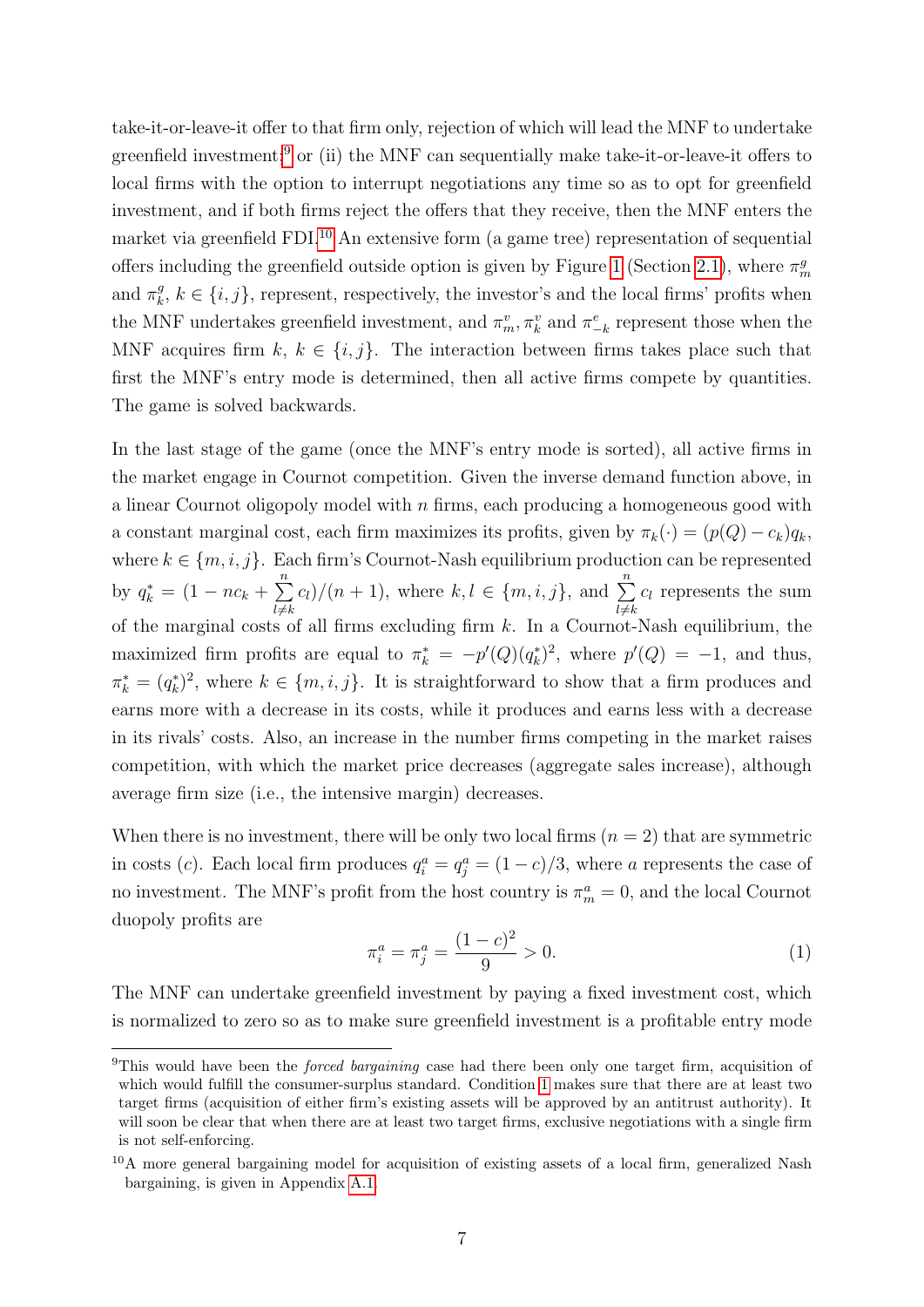take-it-or-leave-it offer to that firm only, rejection of which will lead the MNF to undertake greenfield investment;[9] or (ii) the MNF can sequentially make take-it-or-leave-it offers to local firms with the option to interrupt negotiations any time so as to opt for greenfield investment, and if both firms reject the offers that they receive, then the MNF enters the market via greenfield FDI.[10] An extensive form (a game tree) representation of sequential offers including the greenfield outside option is given by Figure 1 (Section 2.1), where $\pi_m^g$ and $\pi_k^g$, $k \in \{i, j\}$, represent, respectively, the investor's and the local firms' profits when the MNF undertakes greenfield investment, and $\pi_m^v$, $\pi_k^v$ and $\pi_{-k}^e$ represent those when the MNF acquires firm $k$, $k \in \{i, j\}$. The interaction between firms takes place such that first the MNF's entry mode is determined, then all active firms compete by quantities. The game is solved backwards.

In the last stage of the game (once the MNF's entry mode is sorted), all active firms in the market engage in Cournot competition. Given the inverse demand function above, in a linear Cournot oligopoly model with $n$ firms, each producing a homogeneous good with a constant marginal cost, each firm maximizes its profits, given by $\pi_k(\cdot) = (p(Q) - c_k)q_k$, where $k \in \{m, i, j\}$. Each firm's Cournot-Nash equilibrium production can be represented by $q_k^* = (1 - nc_k + \sum_{l \neq k}^{n} c_l)/(n+1)$, where $k, l \in \{m, i, j\}$, and $\sum_{l \neq k}^{n} c_l$ represents the sum of the marginal costs of all firms excluding firm $k$. In a Cournot-Nash equilibrium, the maximized firm profits are equal to $\pi_k^* = -p'(Q)(q_k^*)^2$, where $p'(Q) = -1$, and thus, $\pi_k^* = (q_k^*)^2$, where $k \in \{m, i, j\}$. It is straightforward to show that a firm produces and earns more with a decrease in its costs, while it produces and earns less with a decrease in its rivals' costs. Also, an increase in the number firms competing in the market raises competition, with which the market price decreases (aggregate sales increase), although average firm size (i.e., the intensive margin) decreases.

When there is no investment, there will be only two local firms ($n = 2$) that are symmetric in costs ($c$). Each local firm produces $q_i^a = q_j^a = (1-c)/3$, where $a$ represents the case of no investment. The MNF's profit from the host country is $\pi_m^a = 0$, and the local Cournot duopoly profits are

$$\pi_i^a = \pi_j^a = \frac{(1-c)^2}{9} > 0. \tag{1}$$

The MNF can undertake greenfield investment by paying a fixed investment cost, which is normalized to zero so as to make sure greenfield investment is a profitable entry mode

---

[9] This would have been the *forced bargaining* case had there been only one target firm, acquisition of which would fulfill the consumer-surplus standard. Condition 1 makes sure that there are at least two target firms (acquisition of either firm's existing assets will be approved by an antitrust authority). It will soon be clear that when there are at least two target firms, exclusive negotiations with a single firm is not self-enforcing.

[10] A more general bargaining model for acquisition of existing assets of a local firm, generalized Nash bargaining, is given in Appendix A.1.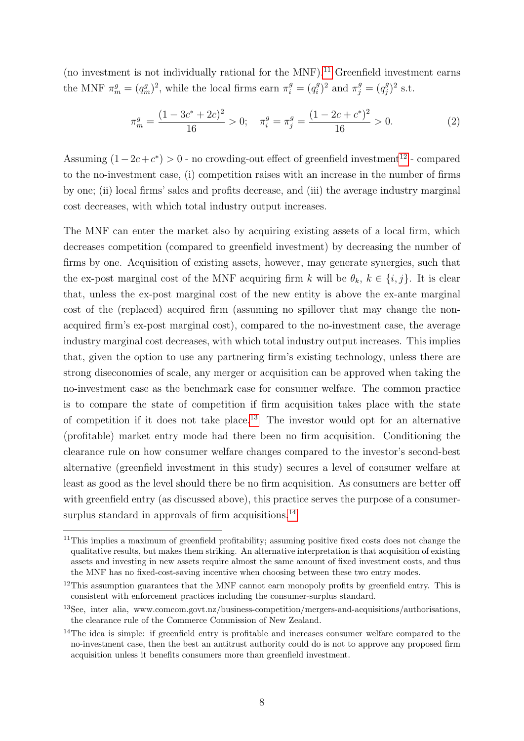(no investment is not individually rational for the MNF).[11] Greenfield investment earns the MNF $\pi_m^g = (q_m^g)^2$, while the local firms earn $\pi_i^g = (q_i^g)^2$ and $\pi_j^g = (q_j^g)^2$ s.t.

$$\pi_m^g = \frac{(1 - 3c^* + 2c)^2}{16} > 0; \quad \pi_i^g = \pi_j^g = \frac{(1 - 2c + c^*)^2}{16} > 0. \tag{2}$$

Assuming $(1 - 2c + c^*) > 0$ - no crowding-out effect of greenfield investment[12] - compared to the no-investment case, (i) competition raises with an increase in the number of firms by one; (ii) local firms' sales and profits decrease, and (iii) the average industry marginal cost decreases, with which total industry output increases.

The MNF can enter the market also by acquiring existing assets of a local firm, which decreases competition (compared to greenfield investment) by decreasing the number of firms by one. Acquisition of existing assets, however, may generate synergies, such that the ex-post marginal cost of the MNF acquiring firm $k$ will be $\theta_k$, $k \in \{i, j\}$. It is clear that, unless the ex-post marginal cost of the new entity is above the ex-ante marginal cost of the (replaced) acquired firm (assuming no spillover that may change the non-acquired firm's ex-post marginal cost), compared to the no-investment case, the average industry marginal cost decreases, with which total industry output increases. This implies that, given the option to use any partnering firm's existing technology, unless there are strong diseconomies of scale, any merger or acquisition can be approved when taking the no-investment case as the benchmark case for consumer welfare. The common practice is to compare the state of competition if firm acquisition takes place with the state of competition if it does not take place.[13] The investor would opt for an alternative (profitable) market entry mode had there been no firm acquisition. Conditioning the clearance rule on how consumer welfare changes compared to the investor's second-best alternative (greenfield investment in this study) secures a level of consumer welfare at least as good as the level should there be no firm acquisition. As consumers are better off with greenfield entry (as discussed above), this practice serves the purpose of a consumer-surplus standard in approvals of firm acquisitions.[14]

---

[11] This implies a maximum of greenfield profitability; assuming positive fixed costs does not change the qualitative results, but makes them striking. An alternative interpretation is that acquisition of existing assets and investing in new assets require almost the same amount of fixed investment costs, and thus the MNF has no fixed-cost-saving incentive when choosing between these two entry modes.

[12] This assumption guarantees that the MNF cannot earn monopoly profits by greenfield entry. This is consistent with enforcement practices including the consumer-surplus standard.

[13] See, inter alia, www.comcom.govt.nz/business-competition/mergers-and-acquisitions/authorisations, the clearance rule of the Commerce Commission of New Zealand.

[14] The idea is simple: if greenfield entry is profitable and increases consumer welfare compared to the no-investment case, then the best an antitrust authority could do is not to approve any proposed firm acquisition unless it benefits consumers more than greenfield investment.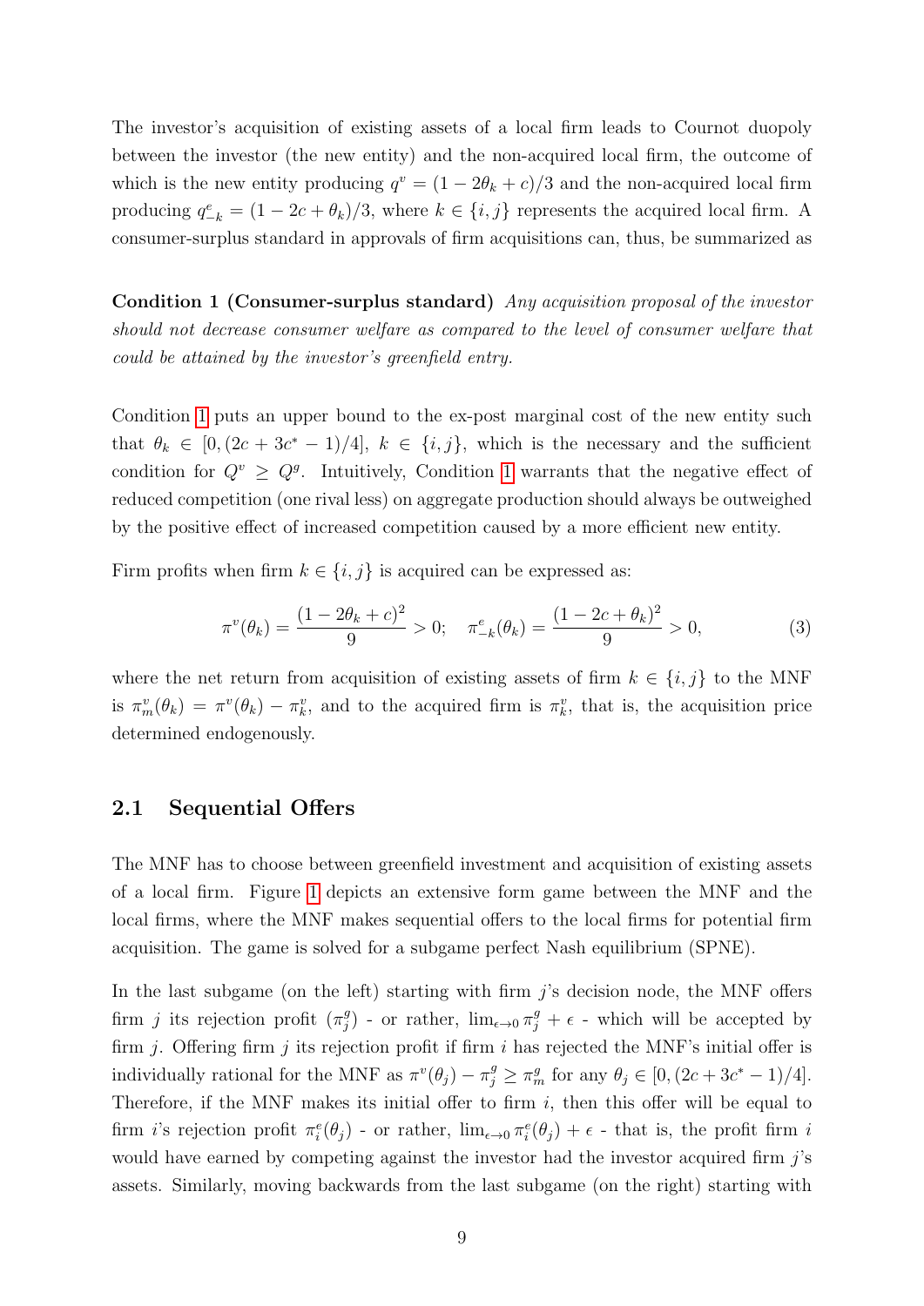The investor's acquisition of existing assets of a local firm leads to Cournot duopoly between the investor (the new entity) and the non-acquired local firm, the outcome of which is the new entity producing $q^v = (1 - 2\theta_k + c)/3$ and the non-acquired local firm producing $q^e_{-k} = (1 - 2c + \theta_k)/3$, where $k \in \{i, j\}$ represents the acquired local firm. A consumer-surplus standard in approvals of firm acquisitions can, thus, be summarized as

**Condition 1 (Consumer-surplus standard)** *Any acquisition proposal of the investor should not decrease consumer welfare as compared to the level of consumer welfare that could be attained by the investor's greenfield entry.*

Condition 1 puts an upper bound to the ex-post marginal cost of the new entity such that $\theta_k \in [0, (2c + 3c^* - 1)/4]$, $k \in \{i, j\}$, which is the necessary and the sufficient condition for $Q^v \geq Q^g$. Intuitively, Condition 1 warrants that the negative effect of reduced competition (one rival less) on aggregate production should always be outweighed by the positive effect of increased competition caused by a more efficient new entity.

Firm profits when firm $k \in \{i, j\}$ is acquired can be expressed as:

$$\pi^v(\theta_k) = \frac{(1 - 2\theta_k + c)^2}{9} > 0; \quad \pi^e_{-k}(\theta_k) = \frac{(1 - 2c + \theta_k)^2}{9} > 0, \tag{3}$$

where the net return from acquisition of existing assets of firm $k \in \{i, j\}$ to the MNF is $\pi^v_m(\theta_k) = \pi^v(\theta_k) - \pi^v_k$, and to the acquired firm is $\pi^v_k$, that is, the acquisition price determined endogenously.

## 2.1 Sequential Offers

The MNF has to choose between greenfield investment and acquisition of existing assets of a local firm. Figure 1 depicts an extensive form game between the MNF and the local firms, where the MNF makes sequential offers to the local firms for potential firm acquisition. The game is solved for a subgame perfect Nash equilibrium (SPNE).

In the last subgame (on the left) starting with firm $j$'s decision node, the MNF offers firm $j$ its rejection profit ($\pi^g_j$) - or rather, $\lim_{\epsilon \to 0} \pi^g_j + \epsilon$ - which will be accepted by firm $j$. Offering firm $j$ its rejection profit if firm $i$ has rejected the MNF's initial offer is individually rational for the MNF as $\pi^v(\theta_j) - \pi^g_j \geq \pi^g_m$ for any $\theta_j \in [0, (2c + 3c^* - 1)/4]$. Therefore, if the MNF makes its initial offer to firm $i$, then this offer will be equal to firm $i$'s rejection profit $\pi^e_i(\theta_j)$ - or rather, $\lim_{\epsilon \to 0} \pi^e_i(\theta_j) + \epsilon$ - that is, the profit firm $i$ would have earned by competing against the investor had the investor acquired firm $j$'s assets. Similarly, moving backwards from the last subgame (on the right) starting with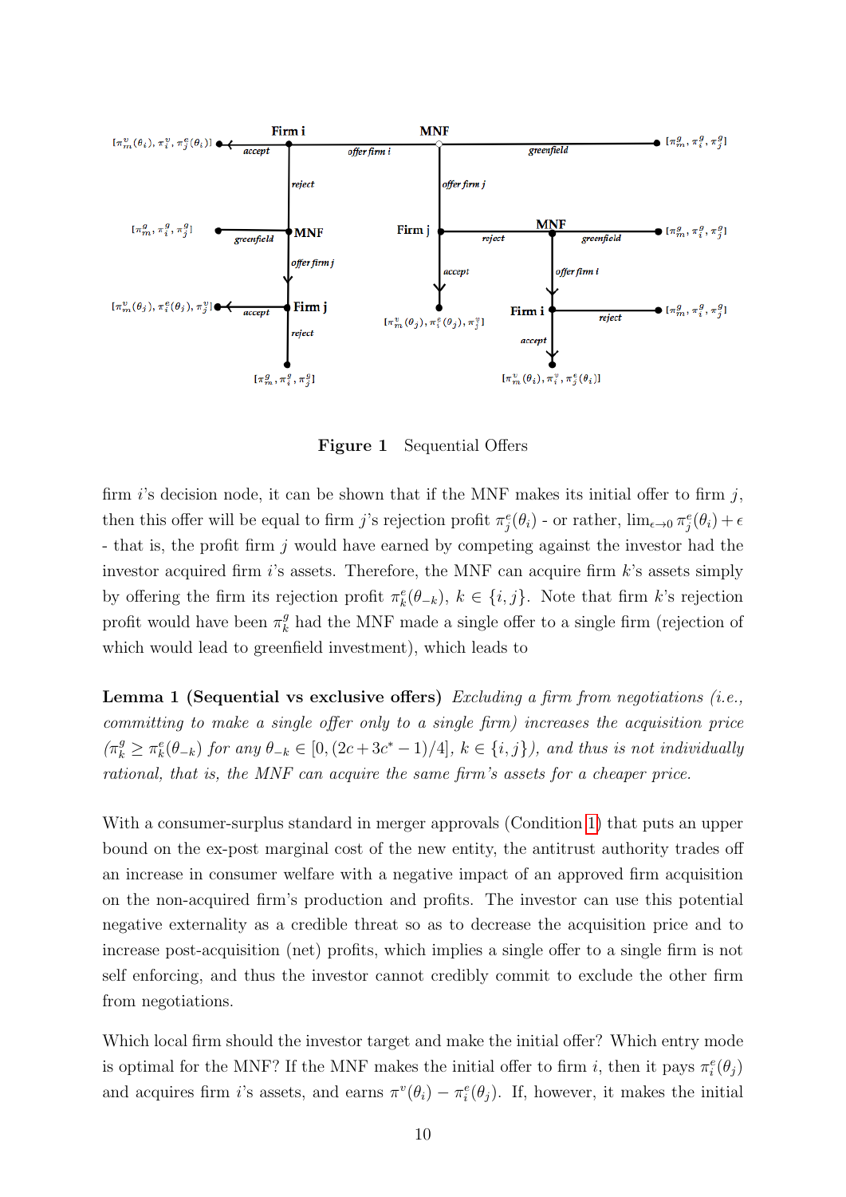**Figure 1** Sequential Offers

firm $i$'s decision node, it can be shown that if the MNF makes its initial offer to firm $j$, then this offer will be equal to firm $j$'s rejection profit $\pi_j^e(\theta_i)$ - or rather, $\lim_{\epsilon\to 0} \pi_j^e(\theta_i) + \epsilon$ - that is, the profit firm $j$ would have earned by competing against the investor had the investor acquired firm $i$'s assets. Therefore, the MNF can acquire firm $k$'s assets simply by offering the firm its rejection profit $\pi_k^e(\theta_{-k})$, $k \in \{i, j\}$. Note that firm $k$'s rejection profit would have been $\pi_k^g$ had the MNF made a single offer to a single firm (rejection of which would lead to greenfield investment), which leads to

**Lemma 1 (Sequential vs exclusive offers)** *Excluding a firm from negotiations (i.e., committing to make a single offer only to a single firm) increases the acquisition price ($\pi_k^g \geq \pi_k^e(\theta_{-k})$ for any $\theta_{-k} \in [0, (2c + 3c^* - 1)/4]$, $k \in \{i, j\}$), and thus is not individually rational, that is, the MNF can acquire the same firm's assets for a cheaper price.*

With a consumer-surplus standard in merger approvals (Condition 1) that puts an upper bound on the ex-post marginal cost of the new entity, the antitrust authority trades off an increase in consumer welfare with a negative impact of an approved firm acquisition on the non-acquired firm's production and profits. The investor can use this potential negative externality as a credible threat so as to decrease the acquisition price and to increase post-acquisition (net) profits, which implies a single offer to a single firm is not self enforcing, and thus the investor cannot credibly commit to exclude the other firm from negotiations.

Which local firm should the investor target and make the initial offer? Which entry mode is optimal for the MNF? If the MNF makes the initial offer to firm $i$, then it pays $\pi_i^e(\theta_j)$ and acquires firm $i$'s assets, and earns $\pi^v(\theta_i) - \pi_i^e(\theta_j)$. If, however, it makes the initial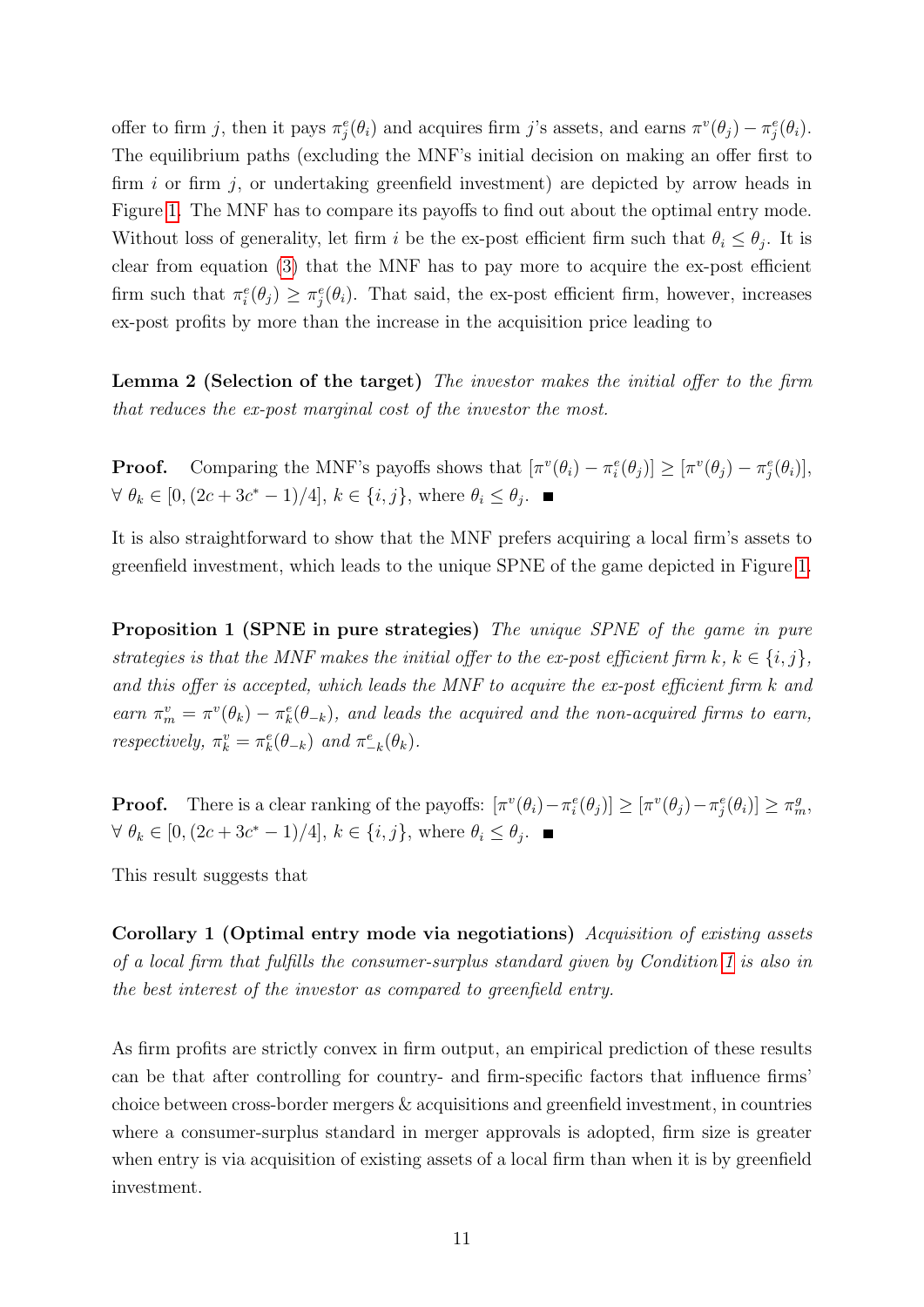offer to firm $j$, then it pays $\pi^e_j(\theta_i)$ and acquires firm $j$'s assets, and earns $\pi^v(\theta_j) - \pi^e_j(\theta_i)$. The equilibrium paths (excluding the MNF's initial decision on making an offer first to firm $i$ or firm $j$, or undertaking greenfield investment) are depicted by arrow heads in Figure 1. The MNF has to compare its payoffs to find out about the optimal entry mode. Without loss of generality, let firm $i$ be the ex-post efficient firm such that $\theta_i \leq \theta_j$. It is clear from equation (3) that the MNF has to pay more to acquire the ex-post efficient firm such that $\pi^e_i(\theta_j) \geq \pi^e_j(\theta_i)$. That said, the ex-post efficient firm, however, increases ex-post profits by more than the increase in the acquisition price leading to

**Lemma 2 (Selection of the target)** *The investor makes the initial offer to the firm that reduces the ex-post marginal cost of the investor the most.*

**Proof.** Comparing the MNF's payoffs shows that $[\pi^v(\theta_i) - \pi^e_i(\theta_j)] \geq [\pi^v(\theta_j) - \pi^e_j(\theta_i)]$, $\forall\ \theta_k \in [0, (2c + 3c^* - 1)/4]$, $k \in \{i, j\}$, where $\theta_i \leq \theta_j$. ■

It is also straightforward to show that the MNF prefers acquiring a local firm's assets to greenfield investment, which leads to the unique SPNE of the game depicted in Figure 1.

**Proposition 1 (SPNE in pure strategies)** *The unique SPNE of the game in pure strategies is that the MNF makes the initial offer to the ex-post efficient firm $k$, $k \in \{i, j\}$, and this offer is accepted, which leads the MNF to acquire the ex-post efficient firm $k$ and earn $\pi^v_m = \pi^v(\theta_k) - \pi^e_k(\theta_{-k})$, and leads the acquired and the non-acquired firms to earn, respectively, $\pi^v_k = \pi^e_k(\theta_{-k})$ and $\pi^e_{-k}(\theta_k)$.*

**Proof.** There is a clear ranking of the payoffs: $[\pi^v(\theta_i) - \pi^e_i(\theta_j)] \geq [\pi^v(\theta_j) - \pi^e_j(\theta_i)] \geq \pi^g_m$, $\forall\ \theta_k \in [0, (2c + 3c^* - 1)/4]$, $k \in \{i, j\}$, where $\theta_i \leq \theta_j$. ■

This result suggests that

**Corollary 1 (Optimal entry mode via negotiations)** *Acquisition of existing assets of a local firm that fulfills the consumer-surplus standard given by Condition 1 is also in the best interest of the investor as compared to greenfield entry.*

As firm profits are strictly convex in firm output, an empirical prediction of these results can be that after controlling for country- and firm-specific factors that influence firms' choice between cross-border mergers & acquisitions and greenfield investment, in countries where a consumer-surplus standard in merger approvals is adopted, firm size is greater when entry is via acquisition of existing assets of a local firm than when it is by greenfield investment.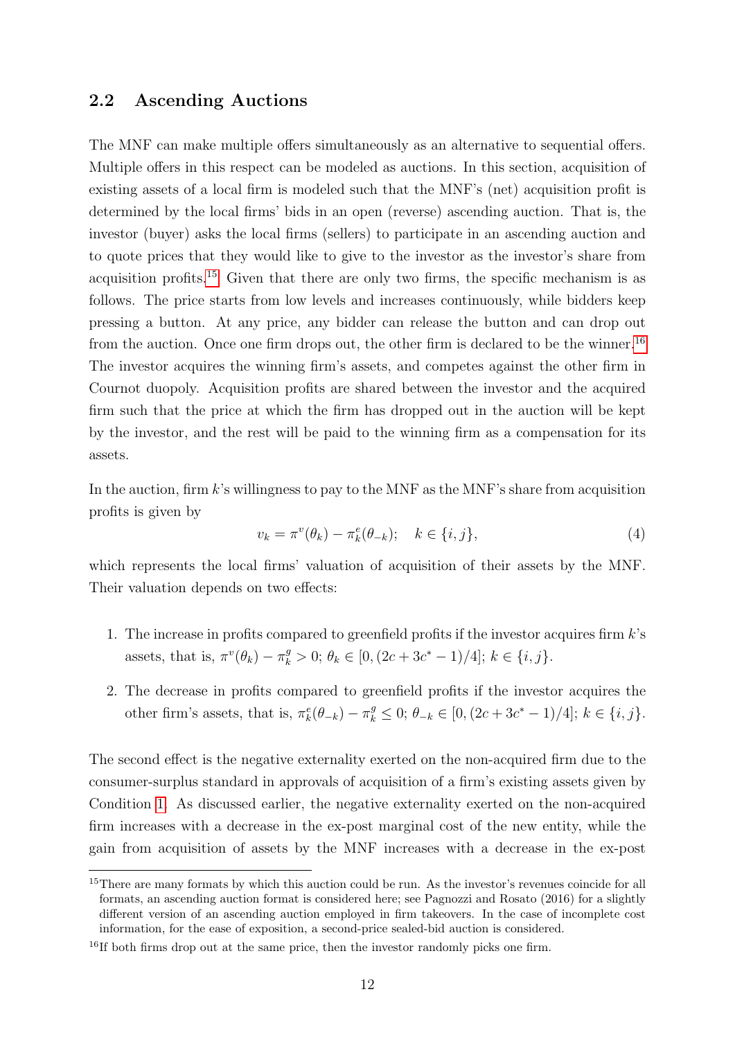## 2.2 Ascending Auctions

The MNF can make multiple offers simultaneously as an alternative to sequential offers. Multiple offers in this respect can be modeled as auctions. In this section, acquisition of existing assets of a local firm is modeled such that the MNF's (net) acquisition profit is determined by the local firms' bids in an open (reverse) ascending auction. That is, the investor (buyer) asks the local firms (sellers) to participate in an ascending auction and to quote prices that they would like to give to the investor as the investor's share from acquisition profits.[15] Given that there are only two firms, the specific mechanism is as follows. The price starts from low levels and increases continuously, while bidders keep pressing a button. At any price, any bidder can release the button and can drop out from the auction. Once one firm drops out, the other firm is declared to be the winner.[16] The investor acquires the winning firm's assets, and competes against the other firm in Cournot duopoly. Acquisition profits are shared between the investor and the acquired firm such that the price at which the firm has dropped out in the auction will be kept by the investor, and the rest will be paid to the winning firm as a compensation for its assets.

In the auction, firm $k$'s willingness to pay to the MNF as the MNF's share from acquisition profits is given by

$$v_k = \pi^v(\theta_k) - \pi^e_k(\theta_{-k}); \quad k \in \{i, j\}, \tag{4}$$

which represents the local firms' valuation of acquisition of their assets by the MNF. Their valuation depends on two effects:

1. The increase in profits compared to greenfield profits if the investor acquires firm $k$'s assets, that is, $\pi^v(\theta_k) - \pi^g_k > 0$; $\theta_k \in [0, (2c + 3c^* - 1)/4]$; $k \in \{i, j\}$.
2. The decrease in profits compared to greenfield profits if the investor acquires the other firm's assets, that is, $\pi^e_k(\theta_{-k}) - \pi^g_k \leq 0$; $\theta_{-k} \in [0, (2c + 3c^* - 1)/4]$; $k \in \{i, j\}$.

The second effect is the negative externality exerted on the non-acquired firm due to the consumer-surplus standard in approvals of acquisition of a firm's existing assets given by Condition 1. As discussed earlier, the negative externality exerted on the non-acquired firm increases with a decrease in the ex-post marginal cost of the new entity, while the gain from acquisition of assets by the MNF increases with a decrease in the ex-post

[15] There are many formats by which this auction could be run. As the investor's revenues coincide for all formats, an ascending auction format is considered here; see Pagnozzi and Rosato (2016) for a slightly different version of an ascending auction employed in firm takeovers. In the case of incomplete cost information, for the ease of exposition, a second-price sealed-bid auction is considered.

[16] If both firms drop out at the same price, then the investor randomly picks one firm.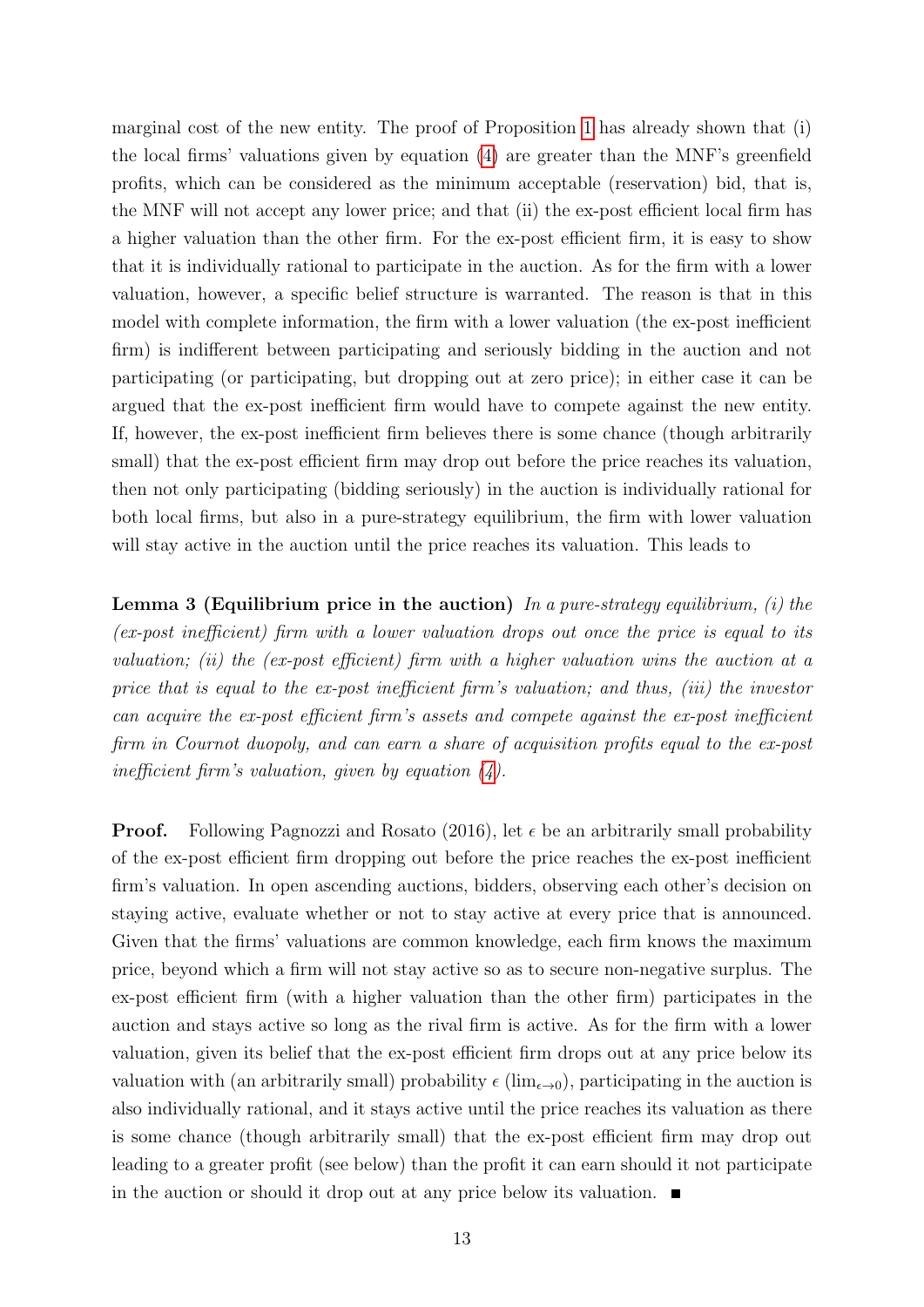marginal cost of the new entity. The proof of Proposition 1 has already shown that (i) the local firms' valuations given by equation (4) are greater than the MNF's greenfield profits, which can be considered as the minimum acceptable (reservation) bid, that is, the MNF will not accept any lower price; and that (ii) the ex-post efficient local firm has a higher valuation than the other firm. For the ex-post efficient firm, it is easy to show that it is individually rational to participate in the auction. As for the firm with a lower valuation, however, a specific belief structure is warranted. The reason is that in this model with complete information, the firm with a lower valuation (the ex-post inefficient firm) is indifferent between participating and seriously bidding in the auction and not participating (or participating, but dropping out at zero price); in either case it can be argued that the ex-post inefficient firm would have to compete against the new entity. If, however, the ex-post inefficient firm believes there is some chance (though arbitrarily small) that the ex-post efficient firm may drop out before the price reaches its valuation, then not only participating (bidding seriously) in the auction is individually rational for both local firms, but also in a pure-strategy equilibrium, the firm with lower valuation will stay active in the auction until the price reaches its valuation. This leads to

**Lemma 3 (Equilibrium price in the auction)** *In a pure-strategy equilibrium, (i) the (ex-post inefficient) firm with a lower valuation drops out once the price is equal to its valuation; (ii) the (ex-post efficient) firm with a higher valuation wins the auction at a price that is equal to the ex-post inefficient firm's valuation; and thus, (iii) the investor can acquire the ex-post efficient firm's assets and compete against the ex-post inefficient firm in Cournot duopoly, and can earn a share of acquisition profits equal to the ex-post inefficient firm's valuation, given by equation (4).*

**Proof.** Following Pagnozzi and Rosato (2016), let $\epsilon$ be an arbitrarily small probability of the ex-post efficient firm dropping out before the price reaches the ex-post inefficient firm's valuation. In open ascending auctions, bidders, observing each other's decision on staying active, evaluate whether or not to stay active at every price that is announced. Given that the firms' valuations are common knowledge, each firm knows the maximum price, beyond which a firm will not stay active so as to secure non-negative surplus. The ex-post efficient firm (with a higher valuation than the other firm) participates in the auction and stays active so long as the rival firm is active. As for the firm with a lower valuation, given its belief that the ex-post efficient firm drops out at any price below its valuation with (an arbitrarily small) probability $\epsilon$ ($\lim_{\epsilon \to 0}$), participating in the auction is also individually rational, and it stays active until the price reaches its valuation as there is some chance (though arbitrarily small) that the ex-post efficient firm may drop out leading to a greater profit (see below) than the profit it can earn should it not participate in the auction or should it drop out at any price below its valuation. ■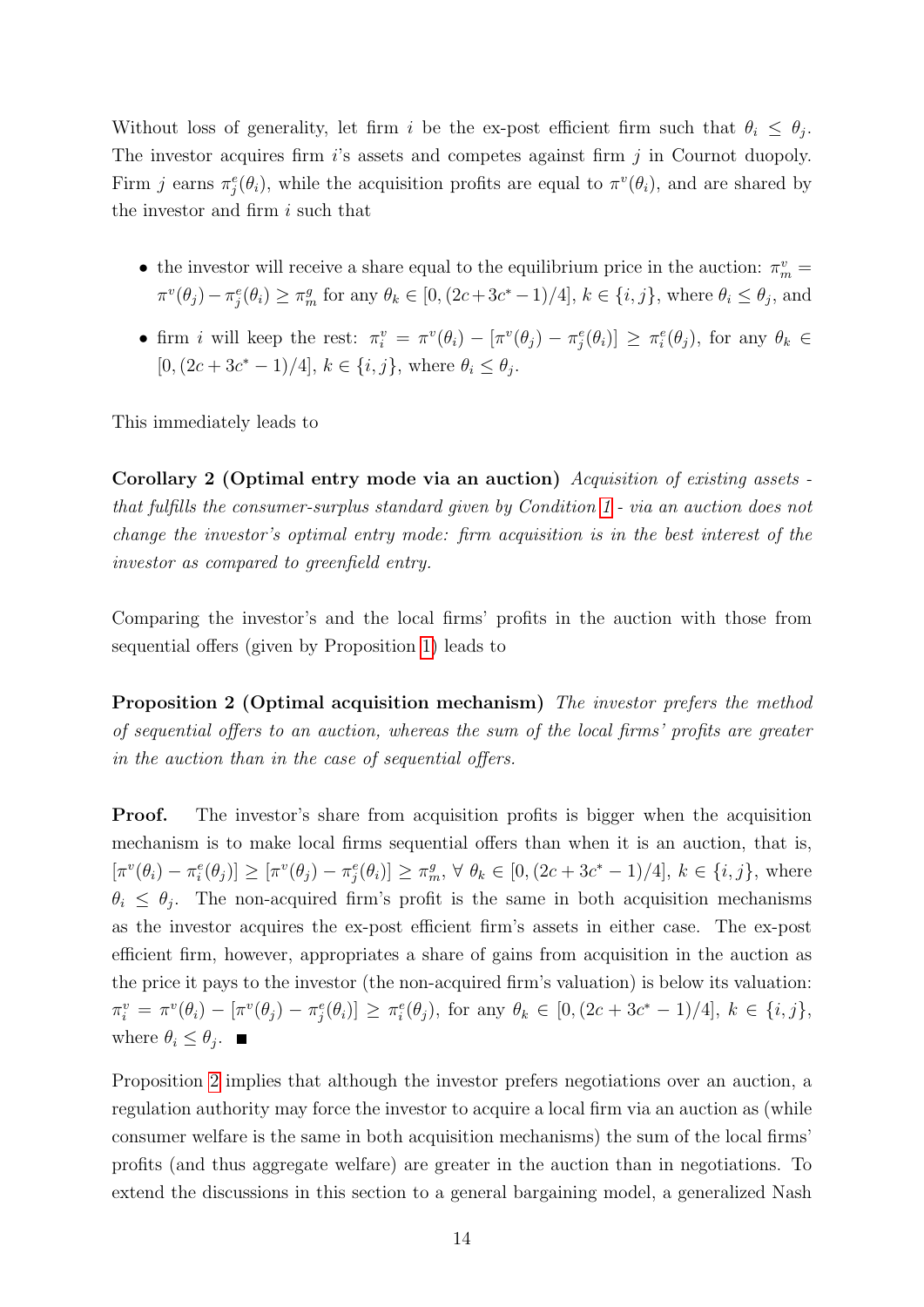Without loss of generality, let firm $i$ be the ex-post efficient firm such that $\theta_i \leq \theta_j$. The investor acquires firm $i$'s assets and competes against firm $j$ in Cournot duopoly. Firm $j$ earns $\pi_j^e(\theta_i)$, while the acquisition profits are equal to $\pi^v(\theta_i)$, and are shared by the investor and firm $i$ such that

- the investor will receive a share equal to the equilibrium price in the auction: $\pi_m^v = \pi^v(\theta_j) - \pi_j^e(\theta_i) \geq \pi_m^g$ for any $\theta_k \in [0, (2c+3c^*-1)/4]$, $k \in \{i, j\}$, where $\theta_i \leq \theta_j$, and
- firm $i$ will keep the rest: $\pi_i^v = \pi^v(\theta_i) - [\pi^v(\theta_j) - \pi_j^e(\theta_i)] \geq \pi_i^e(\theta_j)$, for any $\theta_k \in [0, (2c+3c^*-1)/4]$, $k \in \{i, j\}$, where $\theta_i \leq \theta_j$.

This immediately leads to

**Corollary 2 (Optimal entry mode via an auction)** *Acquisition of existing assets - that fulfills the consumer-surplus standard given by Condition 1 - via an auction does not change the investor's optimal entry mode: firm acquisition is in the best interest of the investor as compared to greenfield entry.*

Comparing the investor's and the local firms' profits in the auction with those from sequential offers (given by Proposition 1) leads to

**Proposition 2 (Optimal acquisition mechanism)** *The investor prefers the method of sequential offers to an auction, whereas the sum of the local firms' profits are greater in the auction than in the case of sequential offers.*

**Proof.** The investor's share from acquisition profits is bigger when the acquisition mechanism is to make local firms sequential offers than when it is an auction, that is, $[\pi^v(\theta_i) - \pi_i^e(\theta_j)] \geq [\pi^v(\theta_j) - \pi_j^e(\theta_i)] \geq \pi_m^g$, $\forall\ \theta_k \in [0, (2c+3c^*-1)/4]$, $k \in \{i, j\}$, where $\theta_i \leq \theta_j$. The non-acquired firm's profit is the same in both acquisition mechanisms as the investor acquires the ex-post efficient firm's assets in either case. The ex-post efficient firm, however, appropriates a share of gains from acquisition in the auction as the price it pays to the investor (the non-acquired firm's valuation) is below its valuation: $\pi_i^v = \pi^v(\theta_i) - [\pi^v(\theta_j) - \pi_j^e(\theta_j)] \geq \pi_i^e(\theta_j)$, for any $\theta_k \in [0, (2c+3c^*-1)/4]$, $k \in \{i, j\}$, where $\theta_i \leq \theta_j$. ■

Proposition 2 implies that although the investor prefers negotiations over an auction, a regulation authority may force the investor to acquire a local firm via an auction as (while consumer welfare is the same in both acquisition mechanisms) the sum of the local firms' profits (and thus aggregate welfare) are greater in the auction than in negotiations. To extend the discussions in this section to a general bargaining model, a generalized Nash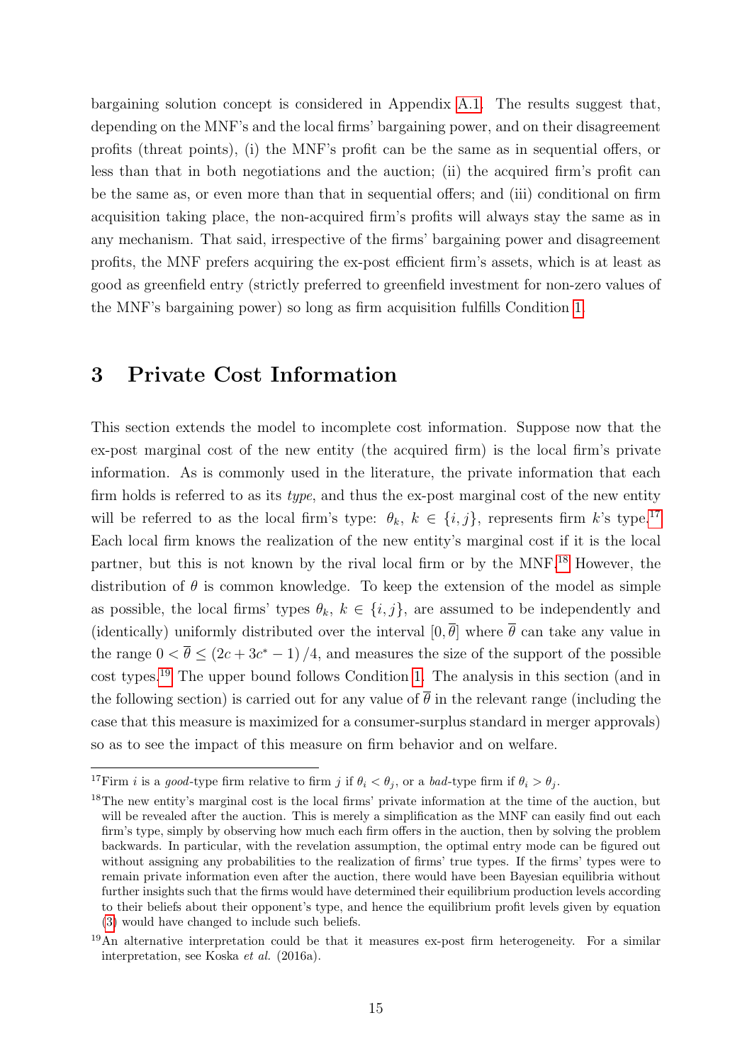bargaining solution concept is considered in Appendix A.1. The results suggest that, depending on the MNF's and the local firms' bargaining power, and on their disagreement profits (threat points), (i) the MNF's profit can be the same as in sequential offers, or less than that in both negotiations and the auction; (ii) the acquired firm's profit can be the same as, or even more than that in sequential offers; and (iii) conditional on firm acquisition taking place, the non-acquired firm's profits will always stay the same as in any mechanism. That said, irrespective of the firms' bargaining power and disagreement profits, the MNF prefers acquiring the ex-post efficient firm's assets, which is at least as good as greenfield entry (strictly preferred to greenfield investment for non-zero values of the MNF's bargaining power) so long as firm acquisition fulfills Condition 1.

# 3 Private Cost Information

This section extends the model to incomplete cost information. Suppose now that the ex-post marginal cost of the new entity (the acquired firm) is the local firm's private information. As is commonly used in the literature, the private information that each firm holds is referred to as its *type*, and thus the ex-post marginal cost of the new entity will be referred to as the local firm's type: $\theta_k$, $k \in \{i, j\}$, represents firm $k$'s type.[17] Each local firm knows the realization of the new entity's marginal cost if it is the local partner, but this is not known by the rival local firm or by the MNF.[18] However, the distribution of $\theta$ is common knowledge. To keep the extension of the model as simple as possible, the local firms' types $\theta_k$, $k \in \{i, j\}$, are assumed to be independently and (identically) uniformly distributed over the interval $[0, \overline{\theta}]$ where $\overline{\theta}$ can take any value in the range $0 < \overline{\theta} \leq (2c + 3c^* - 1)/4$, and measures the size of the support of the possible cost types.[19] The upper bound follows Condition 1. The analysis in this section (and in the following section) is carried out for any value of $\overline{\theta}$ in the relevant range (including the case that this measure is maximized for a consumer-surplus standard in merger approvals) so as to see the impact of this measure on firm behavior and on welfare.

---

[17] Firm $i$ is a *good*-type firm relative to firm $j$ if $\theta_i < \theta_j$, or a *bad*-type firm if $\theta_i > \theta_j$.

[18] The new entity's marginal cost is the local firms' private information at the time of the auction, but will be revealed after the auction. This is merely a simplification as the MNF can easily find out each firm's type, simply by observing how much each firm offers in the auction, then by solving the problem backwards. In particular, with the revelation assumption, the optimal entry mode can be figured out without assigning any probabilities to the realization of firms' true types. If the firms' types were to remain private information even after the auction, there would have been Bayesian equilibria without further insights such that the firms would have determined their equilibrium production levels according to their beliefs about their opponent's type, and hence the equilibrium profit levels given by equation (3) would have changed to include such beliefs.

[19] An alternative interpretation could be that it measures ex-post firm heterogeneity. For a similar interpretation, see Koska *et al.* (2016a).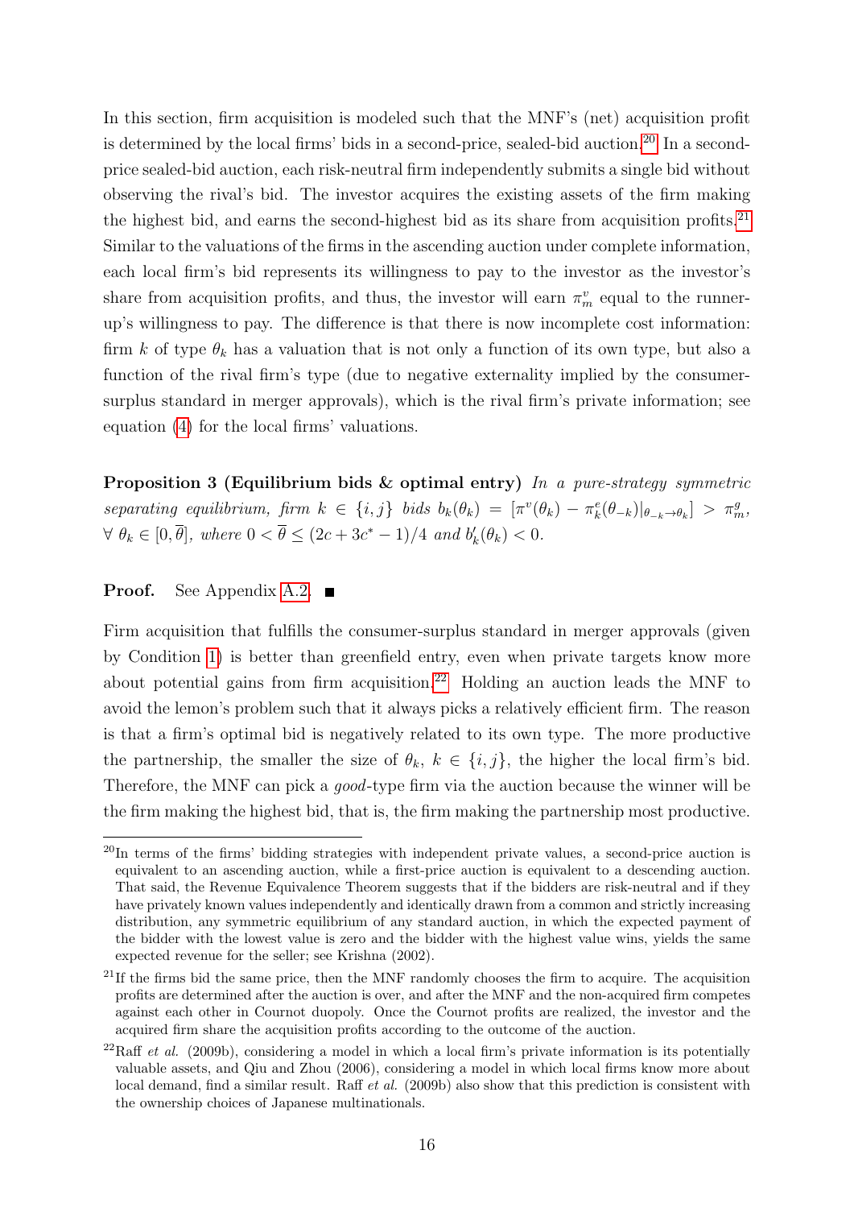In this section, firm acquisition is modeled such that the MNF's (net) acquisition profit is determined by the local firms' bids in a second-price, sealed-bid auction.[20] In a second-price sealed-bid auction, each risk-neutral firm independently submits a single bid without observing the rival's bid. The investor acquires the existing assets of the firm making the highest bid, and earns the second-highest bid as its share from acquisition profits.[21] Similar to the valuations of the firms in the ascending auction under complete information, each local firm's bid represents its willingness to pay to the investor as the investor's share from acquisition profits, and thus, the investor will earn $\pi_m^v$ equal to the runner-up's willingness to pay. The difference is that there is now incomplete cost information: firm $k$ of type $\theta_k$ has a valuation that is not only a function of its own type, but also a function of the rival firm's type (due to negative externality implied by the consumer-surplus standard in merger approvals), which is the rival firm's private information; see equation (4) for the local firms' valuations.

**Proposition 3 (Equilibrium bids & optimal entry)** *In a pure-strategy symmetric separating equilibrium, firm* $k \in \{i, j\}$ *bids* $b_k(\theta_k) = [\pi^v(\theta_k) - \pi_k^e(\theta_{-k})|_{\theta_{-k}\to\theta_k}] > \pi_m^g$, $\forall\ \theta_k \in [0, \overline{\theta}]$*, where* $0 < \overline{\theta} \leq (2c + 3c^* - 1)/4$ *and* $b_k'(\theta_k) < 0$*.*

**Proof.** See Appendix A.2. ∎

Firm acquisition that fulfills the consumer-surplus standard in merger approvals (given by Condition 1) is better than greenfield entry, even when private targets know more about potential gains from firm acquisition.[22] Holding an auction leads the MNF to avoid the lemon's problem such that it always picks a relatively efficient firm. The reason is that a firm's optimal bid is negatively related to its own type. The more productive the partnership, the smaller the size of $\theta_k$, $k \in \{i, j\}$, the higher the local firm's bid. Therefore, the MNF can pick a *good*-type firm via the auction because the winner will be the firm making the highest bid, that is, the firm making the partnership most productive.

---

[20] In terms of the firms' bidding strategies with independent private values, a second-price auction is equivalent to an ascending auction, while a first-price auction is equivalent to a descending auction. That said, the Revenue Equivalence Theorem suggests that if the bidders are risk-neutral and if they have privately known values independently and identically drawn from a common and strictly increasing distribution, any symmetric equilibrium of any standard auction, in which the expected payment of the bidder with the lowest value is zero and the bidder with the highest value wins, yields the same expected revenue for the seller; see Krishna (2002).

[21] If the firms bid the same price, then the MNF randomly chooses the firm to acquire. The acquisition profits are determined after the auction is over, and after the MNF and the non-acquired firm competes against each other in Cournot duopoly. Once the Cournot profits are realized, the investor and the acquired firm share the acquisition profits according to the outcome of the auction.

[22] Raff *et al.* (2009b), considering a model in which a local firm's private information is its potentially valuable assets, and Qiu and Zhou (2006), considering a model in which local firms know more about local demand, find a similar result. Raff *et al.* (2009b) also show that this prediction is consistent with the ownership choices of Japanese multinationals.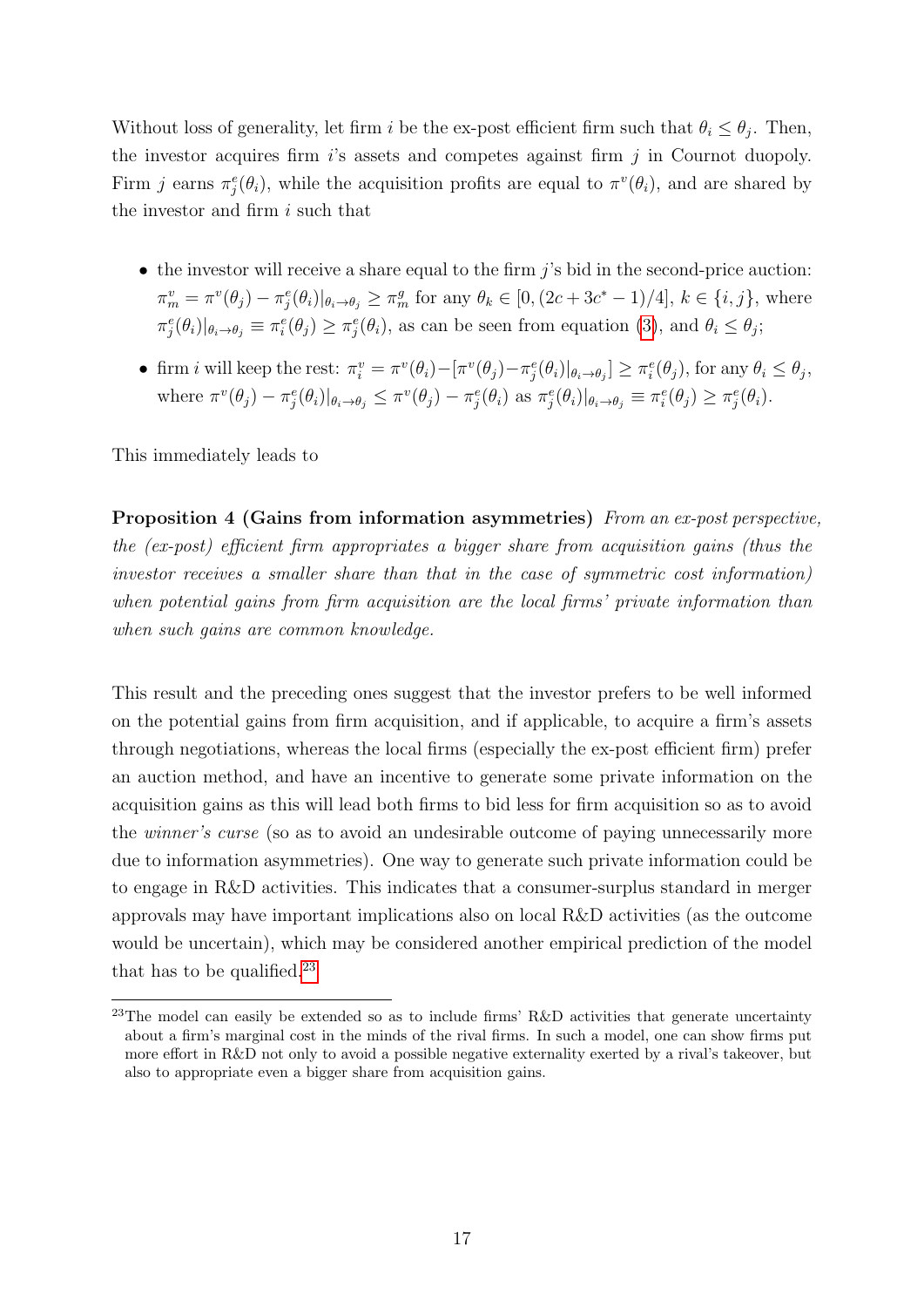Without loss of generality, let firm $i$ be the ex-post efficient firm such that $\theta_i \leq \theta_j$. Then, the investor acquires firm $i$'s assets and competes against firm $j$ in Cournot duopoly. Firm $j$ earns $\pi_j^e(\theta_i)$, while the acquisition profits are equal to $\pi^v(\theta_i)$, and are shared by the investor and firm $i$ such that

- the investor will receive a share equal to the firm $j$'s bid in the second-price auction: $\pi_m^v = \pi^v(\theta_j) - \pi_j^e(\theta_i)|_{\theta_i \to \theta_j} \geq \pi_m^g$ for any $\theta_k \in [0, (2c + 3c^* - 1)/4]$, $k \in \{i, j\}$, where $\pi_j^e(\theta_i)|_{\theta_i \to \theta_j} \equiv \pi_i^e(\theta_j) \geq \pi_j^e(\theta_i)$, as can be seen from equation (3), and $\theta_i \leq \theta_j$;
- firm $i$ will keep the rest: $\pi_i^v = \pi^v(\theta_i) - [\pi^v(\theta_j) - \pi_j^e(\theta_i)|_{\theta_i \to \theta_j}] \geq \pi_i^e(\theta_j)$, for any $\theta_i \leq \theta_j$, where $\pi^v(\theta_j) - \pi_j^e(\theta_i)|_{\theta_i \to \theta_j} \leq \pi^v(\theta_j) - \pi_j^e(\theta_i)$ as $\pi_j^e(\theta_i)|_{\theta_i \to \theta_j} \equiv \pi_i^e(\theta_j) \geq \pi_j^e(\theta_i)$.

This immediately leads to

**Proposition 4 (Gains from information asymmetries)** *From an ex-post perspective, the (ex-post) efficient firm appropriates a bigger share from acquisition gains (thus the investor receives a smaller share than that in the case of symmetric cost information) when potential gains from firm acquisition are the local firms' private information than when such gains are common knowledge.*

This result and the preceding ones suggest that the investor prefers to be well informed on the potential gains from firm acquisition, and if applicable, to acquire a firm's assets through negotiations, whereas the local firms (especially the ex-post efficient firm) prefer an auction method, and have an incentive to generate some private information on the acquisition gains as this will lead both firms to bid less for firm acquisition so as to avoid the *winner's curse* (so as to avoid an undesirable outcome of paying unnecessarily more due to information asymmetries). One way to generate such private information could be to engage in R&D activities. This indicates that a consumer-surplus standard in merger approvals may have important implications also on local R&D activities (as the outcome would be uncertain), which may be considered another empirical prediction of the model that has to be qualified.[23]

[23] The model can easily be extended so as to include firms' R&D activities that generate uncertainty about a firm's marginal cost in the minds of the rival firms. In such a model, one can show firms put more effort in R&D not only to avoid a possible negative externality exerted by a rival's takeover, but also to appropriate even a bigger share from acquisition gains.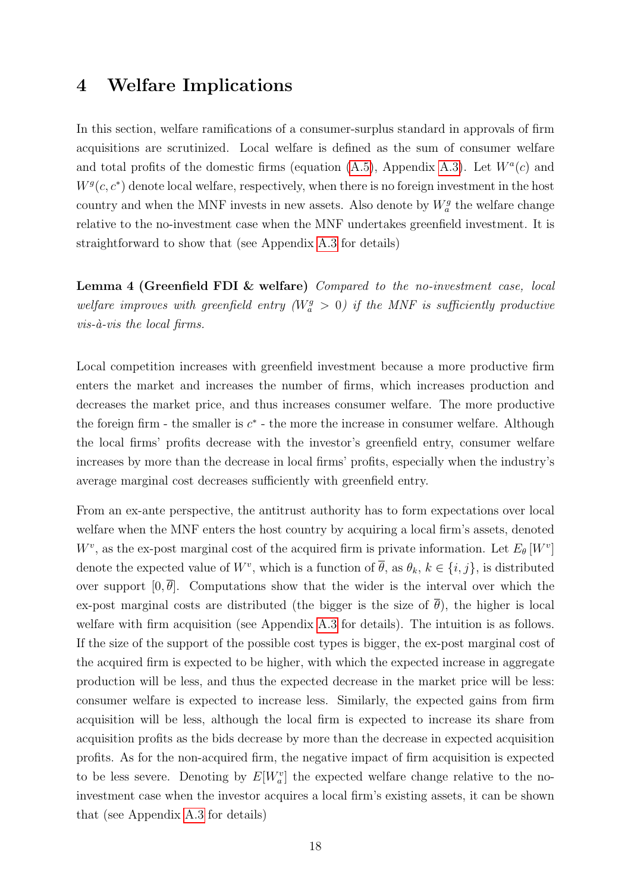# 4 Welfare Implications

In this section, welfare ramifications of a consumer-surplus standard in approvals of firm acquisitions are scrutinized. Local welfare is defined as the sum of consumer welfare and total profits of the domestic firms (equation (A.5), Appendix A.3). Let $W^a(c)$ and $W^g(c, c^*)$ denote local welfare, respectively, when there is no foreign investment in the host country and when the MNF invests in new assets. Also denote by $W_a^g$ the welfare change relative to the no-investment case when the MNF undertakes greenfield investment. It is straightforward to show that (see Appendix A.3 for details)

**Lemma 4 (Greenfield FDI & welfare)** *Compared to the no-investment case, local welfare improves with greenfield entry ($W_a^g > 0$) if the MNF is sufficiently productive vis-à-vis the local firms.*

Local competition increases with greenfield investment because a more productive firm enters the market and increases the number of firms, which increases production and decreases the market price, and thus increases consumer welfare. The more productive the foreign firm - the smaller is $c^*$ - the more the increase in consumer welfare. Although the local firms' profits decrease with the investor's greenfield entry, consumer welfare increases by more than the decrease in local firms' profits, especially when the industry's average marginal cost decreases sufficiently with greenfield entry.

From an ex-ante perspective, the antitrust authority has to form expectations over local welfare when the MNF enters the host country by acquiring a local firm's assets, denoted $W^v$, as the ex-post marginal cost of the acquired firm is private information. Let $E_\theta[W^v]$ denote the expected value of $W^v$, which is a function of $\overline{\theta}$, as $\theta_k$, $k \in \{i, j\}$, is distributed over support $[0, \overline{\theta}]$. Computations show that the wider is the interval over which the ex-post marginal costs are distributed (the bigger is the size of $\overline{\theta}$), the higher is local welfare with firm acquisition (see Appendix A.3 for details). The intuition is as follows. If the size of the support of the possible cost types is bigger, the ex-post marginal cost of the acquired firm is expected to be higher, with which the expected increase in aggregate production will be less, and thus the expected decrease in the market price will be less: consumer welfare is expected to increase less. Similarly, the expected gains from firm acquisition will be less, although the local firm is expected to increase its share from acquisition profits as the bids decrease by more than the decrease in expected acquisition profits. As for the non-acquired firm, the negative impact of firm acquisition is expected to be less severe. Denoting by $E[W_a^v]$ the expected welfare change relative to the no-investment case when the investor acquires a local firm's existing assets, it can be shown that (see Appendix A.3 for details)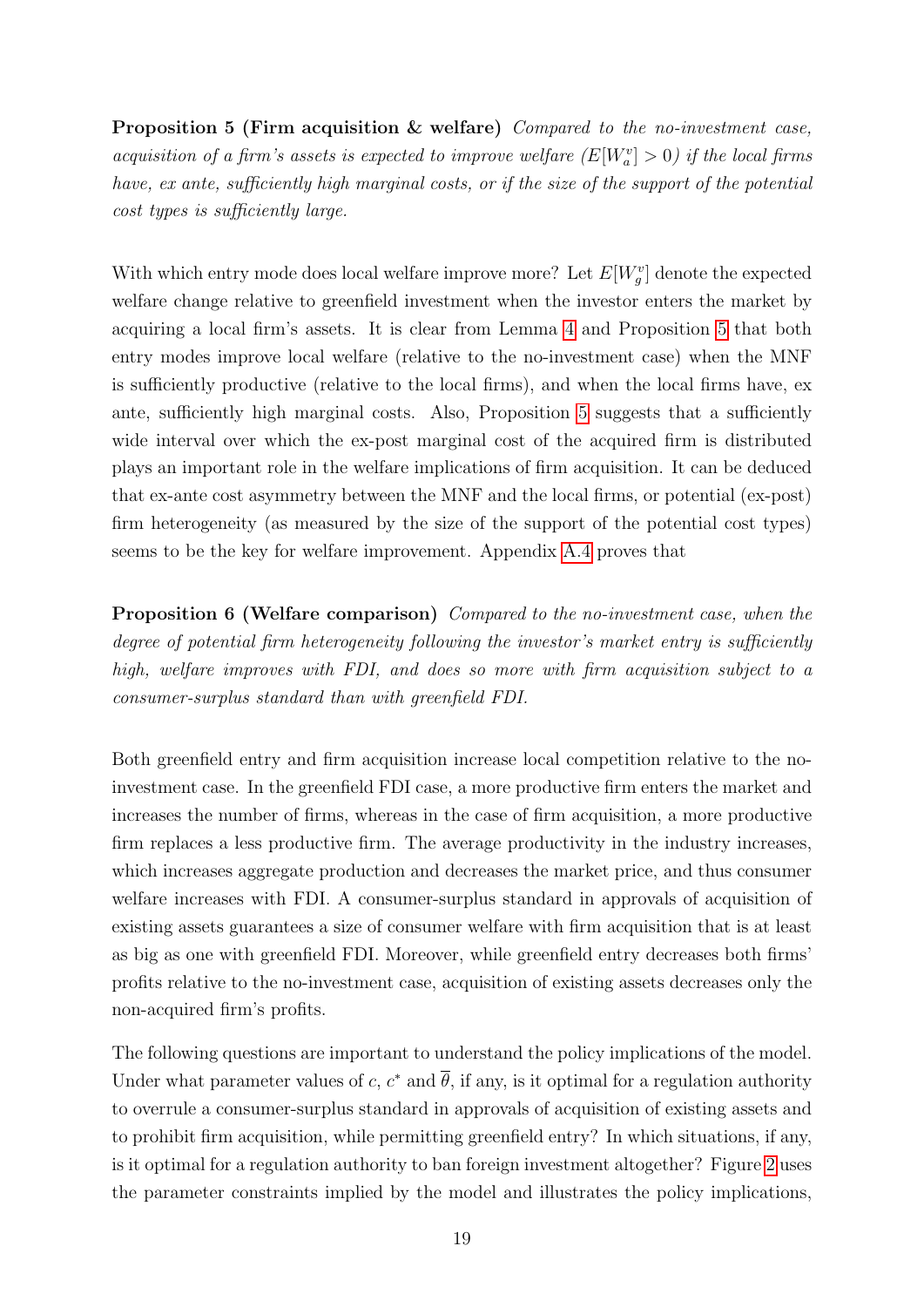**Proposition 5 (Firm acquisition & welfare)** *Compared to the no-investment case, acquisition of a firm's assets is expected to improve welfare ($E[W_a^v] > 0$) if the local firms have, ex ante, sufficiently high marginal costs, or if the size of the support of the potential cost types is sufficiently large.*

With which entry mode does local welfare improve more? Let $E[W_g^v]$ denote the expected welfare change relative to greenfield investment when the investor enters the market by acquiring a local firm's assets. It is clear from Lemma 4 and Proposition 5 that both entry modes improve local welfare (relative to the no-investment case) when the MNF is sufficiently productive (relative to the local firms), and when the local firms have, ex ante, sufficiently high marginal costs. Also, Proposition 5 suggests that a sufficiently wide interval over which the ex-post marginal cost of the acquired firm is distributed plays an important role in the welfare implications of firm acquisition. It can be deduced that ex-ante cost asymmetry between the MNF and the local firms, or potential (ex-post) firm heterogeneity (as measured by the size of the support of the potential cost types) seems to be the key for welfare improvement. Appendix A.4 proves that

**Proposition 6 (Welfare comparison)** *Compared to the no-investment case, when the degree of potential firm heterogeneity following the investor's market entry is sufficiently high, welfare improves with FDI, and does so more with firm acquisition subject to a consumer-surplus standard than with greenfield FDI.*

Both greenfield entry and firm acquisition increase local competition relative to the no-investment case. In the greenfield FDI case, a more productive firm enters the market and increases the number of firms, whereas in the case of firm acquisition, a more productive firm replaces a less productive firm. The average productivity in the industry increases, which increases aggregate production and decreases the market price, and thus consumer welfare increases with FDI. A consumer-surplus standard in approvals of acquisition of existing assets guarantees a size of consumer welfare with firm acquisition that is at least as big as one with greenfield FDI. Moreover, while greenfield entry decreases both firms' profits relative to the no-investment case, acquisition of existing assets decreases only the non-acquired firm's profits.

The following questions are important to understand the policy implications of the model. Under what parameter values of $c$, $c^*$ and $\overline{\theta}$, if any, is it optimal for a regulation authority to overrule a consumer-surplus standard in approvals of acquisition of existing assets and to prohibit firm acquisition, while permitting greenfield entry? In which situations, if any, is it optimal for a regulation authority to ban foreign investment altogether? Figure 2 uses the parameter constraints implied by the model and illustrates the policy implications,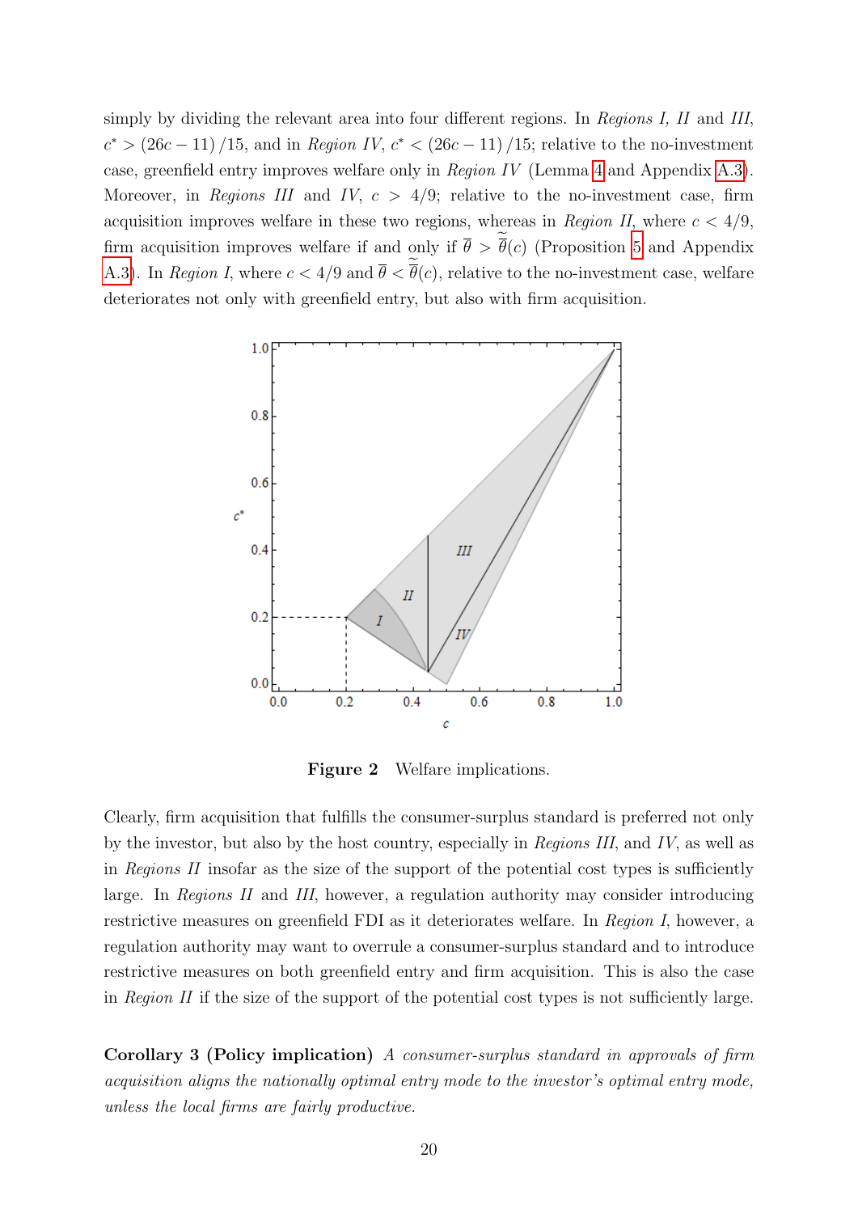simply by dividing the relevant area into four different regions. In *Regions I, II* and *III*, $c^* > (26c - 11)/15$, and in *Region IV*, $c^* < (26c - 11)/15$; relative to the no-investment case, greenfield entry improves welfare only in *Region IV* (Lemma 4 and Appendix A.3). Moreover, in *Regions III* and *IV*, $c > 4/9$; relative to the no-investment case, firm acquisition improves welfare in these two regions, whereas in *Region II*, where $c < 4/9$, firm acquisition improves welfare if and only if $\overline{\theta} > \widetilde{\overline{\theta}}(c)$ (Proposition 5 and Appendix A.3). In *Region I*, where $c < 4/9$ and $\overline{\theta} < \widetilde{\overline{\theta}}(c)$, relative to the no-investment case, welfare deteriorates not only with greenfield entry, but also with firm acquisition.

**Figure 2** Welfare implications.

Clearly, firm acquisition that fulfills the consumer-surplus standard is preferred not only by the investor, but also by the host country, especially in *Regions III*, and *IV*, as well as in *Regions II* insofar as the size of the support of the potential cost types is sufficiently large. In *Regions II* and *III*, however, a regulation authority may consider introducing restrictive measures on greenfield FDI as it deteriorates welfare. In *Region I*, however, a regulation authority may want to overrule a consumer-surplus standard and to introduce restrictive measures on both greenfield entry and firm acquisition. This is also the case in *Region II* if the size of the support of the potential cost types is not sufficiently large.

**Corollary 3 (Policy implication)** *A consumer-surplus standard in approvals of firm acquisition aligns the nationally optimal entry mode to the investor's optimal entry mode, unless the local firms are fairly productive.*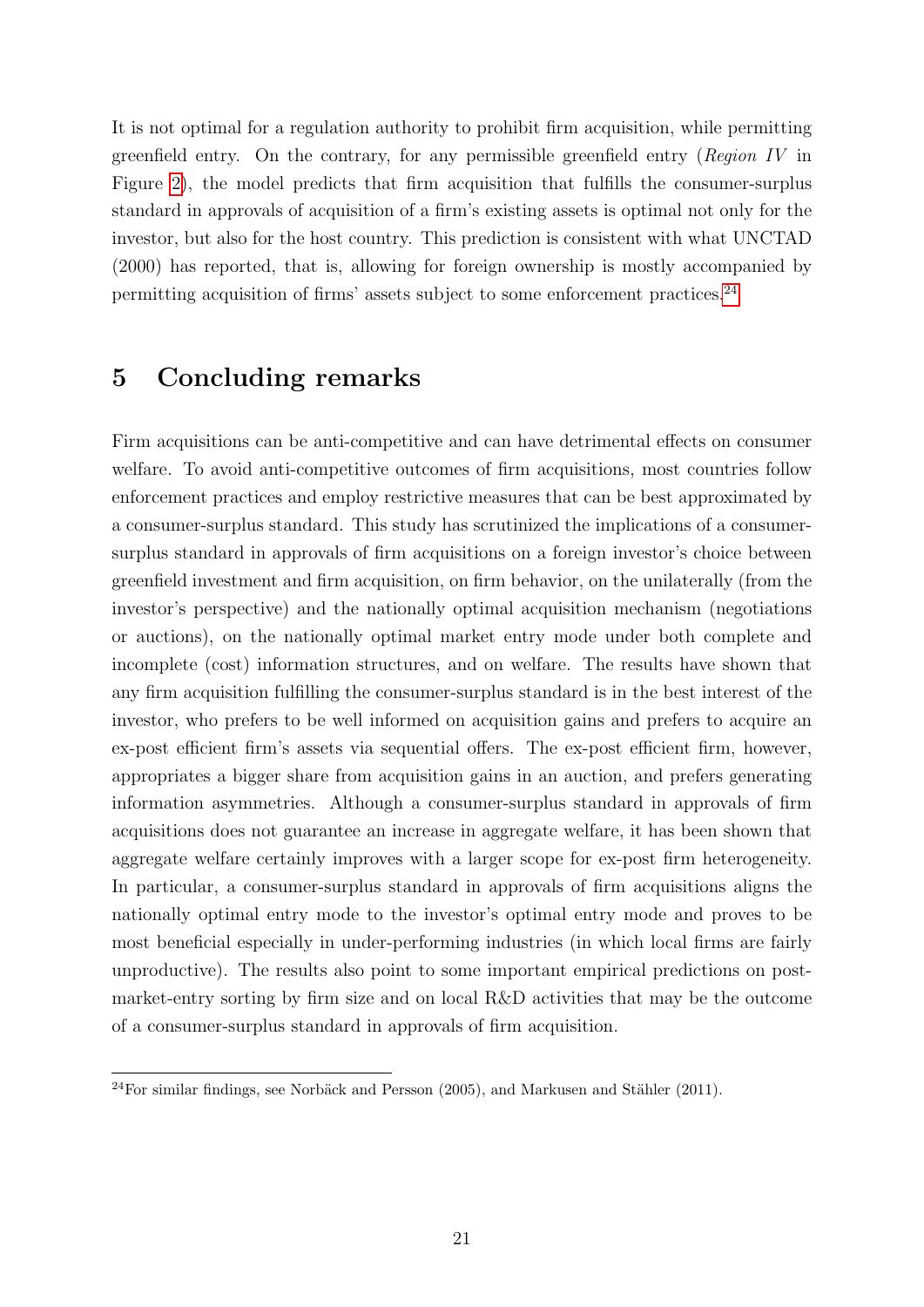It is not optimal for a regulation authority to prohibit firm acquisition, while permitting greenfield entry. On the contrary, for any permissible greenfield entry (*Region IV* in Figure 2), the model predicts that firm acquisition that fulfills the consumer-surplus standard in approvals of acquisition of a firm's existing assets is optimal not only for the investor, but also for the host country. This prediction is consistent with what UNCTAD (2000) has reported, that is, allowing for foreign ownership is mostly accompanied by permitting acquisition of firms' assets subject to some enforcement practices.[24]

# 5 Concluding remarks

Firm acquisitions can be anti-competitive and can have detrimental effects on consumer welfare. To avoid anti-competitive outcomes of firm acquisitions, most countries follow enforcement practices and employ restrictive measures that can be best approximated by a consumer-surplus standard. This study has scrutinized the implications of a consumer-surplus standard in approvals of firm acquisitions on a foreign investor's choice between greenfield investment and firm acquisition, on firm behavior, on the unilaterally (from the investor's perspective) and the nationally optimal acquisition mechanism (negotiations or auctions), on the nationally optimal market entry mode under both complete and incomplete (cost) information structures, and on welfare. The results have shown that any firm acquisition fulfilling the consumer-surplus standard is in the best interest of the investor, who prefers to be well informed on acquisition gains and prefers to acquire an ex-post efficient firm's assets via sequential offers. The ex-post efficient firm, however, appropriates a bigger share from acquisition gains in an auction, and prefers generating information asymmetries. Although a consumer-surplus standard in approvals of firm acquisitions does not guarantee an increase in aggregate welfare, it has been shown that aggregate welfare certainly improves with a larger scope for ex-post firm heterogeneity. In particular, a consumer-surplus standard in approvals of firm acquisitions aligns the nationally optimal entry mode to the investor's optimal entry mode and proves to be most beneficial especially in under-performing industries (in which local firms are fairly unproductive). The results also point to some important empirical predictions on post-market-entry sorting by firm size and on local R&D activities that may be the outcome of a consumer-surplus standard in approvals of firm acquisition.

[24] For similar findings, see Norbäck and Persson (2005), and Markusen and Stähler (2011).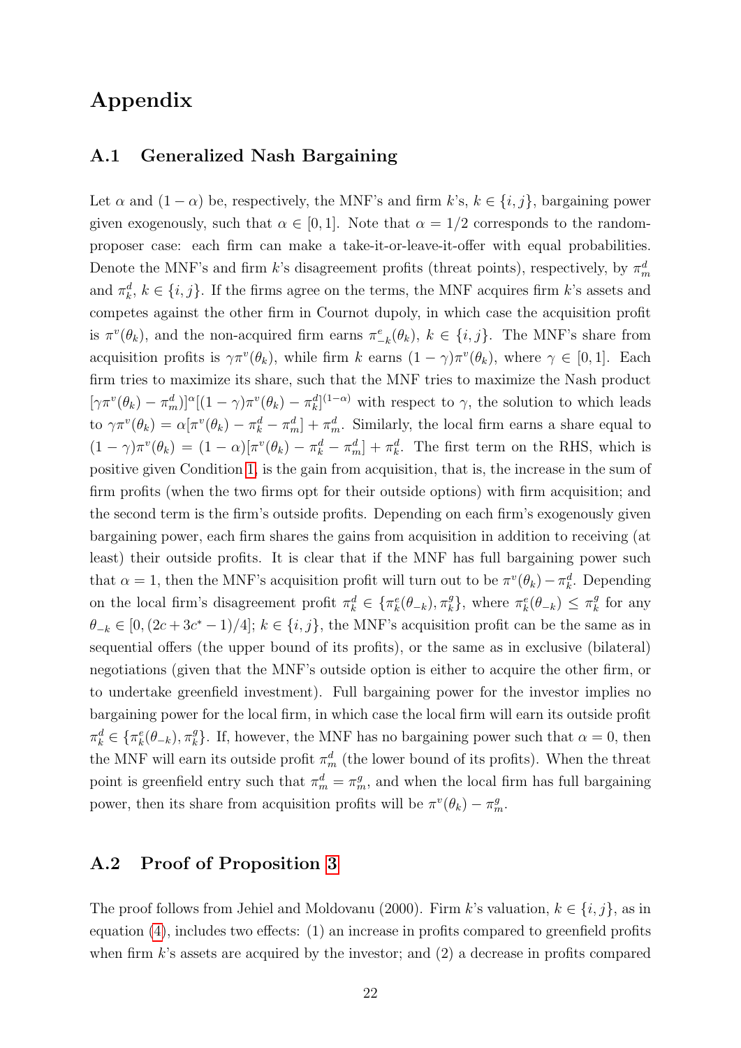# Appendix

## A.1 Generalized Nash Bargaining

Let $\alpha$ and $(1-\alpha)$ be, respectively, the MNF's and firm $k$'s, $k \in \{i, j\}$, bargaining power given exogenously, such that $\alpha \in [0, 1]$. Note that $\alpha = 1/2$ corresponds to the random-proposer case: each firm can make a take-it-or-leave-it-offer with equal probabilities. Denote the MNF's and firm $k$'s disagreement profits (threat points), respectively, by $\pi_m^d$ and $\pi_k^d$, $k \in \{i, j\}$. If the firms agree on the terms, the MNF acquires firm $k$'s assets and competes against the other firm in Cournot dupoly, in which case the acquisition profit is $\pi^v(\theta_k)$, and the non-acquired firm earns $\pi_{-k}^e(\theta_k)$, $k \in \{i, j\}$. The MNF's share from acquisition profits is $\gamma\pi^v(\theta_k)$, while firm $k$ earns $(1-\gamma)\pi^v(\theta_k)$, where $\gamma \in [0, 1]$. Each firm tries to maximize its share, such that the MNF tries to maximize the Nash product $[\gamma\pi^v(\theta_k) - \pi_m^d)]^\alpha[(1-\gamma)\pi^v(\theta_k) - \pi_k^d]^{(1-\alpha)}$ with respect to $\gamma$, the solution to which leads to $\gamma\pi^v(\theta_k) = \alpha[\pi^v(\theta_k) - \pi_k^d - \pi_m^d] + \pi_m^d$. Similarly, the local firm earns a share equal to $(1-\gamma)\pi^v(\theta_k) = (1-\alpha)[\pi^v(\theta_k) - \pi_k^d - \pi_m^d] + \pi_k^d$. The first term on the RHS, which is positive given Condition 1, is the gain from acquisition, that is, the increase in the sum of firm profits (when the two firms opt for their outside options) with firm acquisition; and the second term is the firm's outside profits. Depending on each firm's exogenously given bargaining power, each firm shares the gains from acquisition in addition to receiving (at least) their outside profits. It is clear that if the MNF has full bargaining power such that $\alpha = 1$, then the MNF's acquisition profit will turn out to be $\pi^v(\theta_k) - \pi_k^d$. Depending on the local firm's disagreement profit $\pi_k^d \in \{\pi_k^e(\theta_{-k}), \pi_k^g\}$, where $\pi_k^e(\theta_{-k}) \leq \pi_k^g$ for any $\theta_{-k} \in [0, (2c + 3c^* - 1)/4]$; $k \in \{i, j\}$, the MNF's acquisition profit can be the same as in sequential offers (the upper bound of its profits), or the same as in exclusive (bilateral) negotiations (given that the MNF's outside option is either to acquire the other firm, or to undertake greenfield investment). Full bargaining power for the investor implies no bargaining power for the local firm, in which case the local firm will earn its outside profit $\pi_k^d \in \{\pi_k^e(\theta_{-k}), \pi_k^g\}$. If, however, the MNF has no bargaining power such that $\alpha = 0$, then the MNF will earn its outside profit $\pi_m^d$ (the lower bound of its profits). When the threat point is greenfield entry such that $\pi_m^d = \pi_m^g$, and when the local firm has full bargaining power, then its share from acquisition profits will be $\pi^v(\theta_k) - \pi_m^g$.

## A.2 Proof of Proposition 3

The proof follows from Jehiel and Moldovanu (2000). Firm $k$'s valuation, $k \in \{i, j\}$, as in equation (4), includes two effects: (1) an increase in profits compared to greenfield profits when firm $k$'s assets are acquired by the investor; and (2) a decrease in profits compared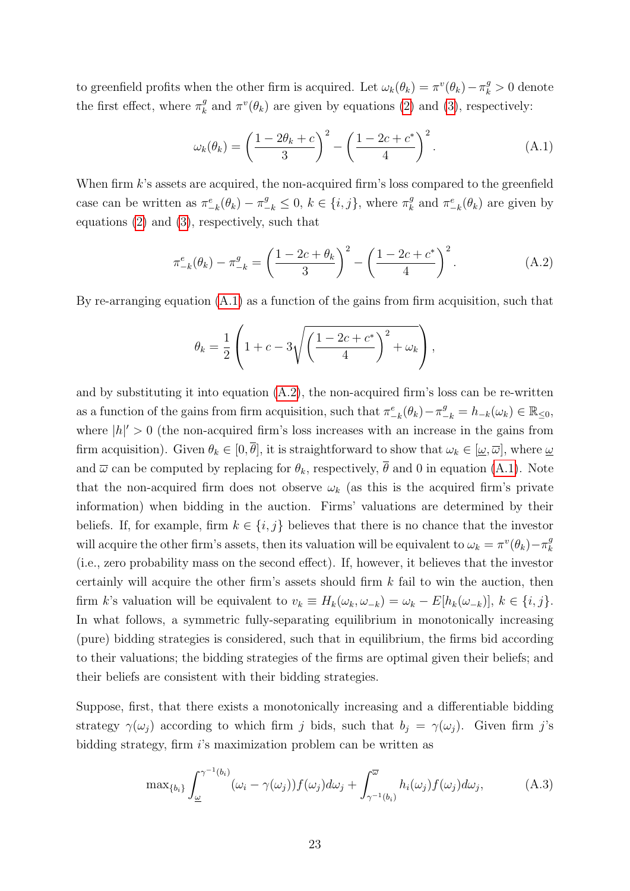to greenfield profits when the other firm is acquired. Let $\omega_k(\theta_k) = \pi^v(\theta_k) - \pi^g_k > 0$ denote the first effect, where $\pi^g_k$ and $\pi^v(\theta_k)$ are given by equations (2) and (3), respectively:

$$\omega_k(\theta_k) = \left(\frac{1 - 2\theta_k + c}{3}\right)^2 - \left(\frac{1 - 2c + c^*}{4}\right)^2. \tag{A.1}$$

When firm $k$'s assets are acquired, the non-acquired firm's loss compared to the greenfield case can be written as $\pi^e_{-k}(\theta_k) - \pi^g_{-k} \leq 0$, $k \in \{i, j\}$, where $\pi^g_k$ and $\pi^e_{-k}(\theta_k)$ are given by equations (2) and (3), respectively, such that

$$\pi^e_{-k}(\theta_k) - \pi^g_{-k} = \left(\frac{1 - 2c + \theta_k}{3}\right)^2 - \left(\frac{1 - 2c + c^*}{4}\right)^2. \tag{A.2}$$

By re-arranging equation (A.1) as a function of the gains from firm acquisition, such that

$$\theta_k = \frac{1}{2}\left(1 + c - 3\sqrt{\left(\frac{1 - 2c + c^*}{4}\right)^2 + \omega_k}\right),$$

and by substituting it into equation (A.2), the non-acquired firm's loss can be re-written as a function of the gains from firm acquisition, such that $\pi^e_{-k}(\theta_k) - \pi^g_{-k} = h_{-k}(\omega_k) \in \mathbb{R}_{\leq 0}$, where $|h|' > 0$ (the non-acquired firm's loss increases with an increase in the gains from firm acquisition). Given $\theta_k \in [0, \overline{\theta}]$, it is straightforward to show that $\omega_k \in [\underline{\omega}, \overline{\varpi}]$, where $\underline{\omega}$ and $\overline{\varpi}$ can be computed by replacing for $\theta_k$, respectively, $\overline{\theta}$ and 0 in equation (A.1). Note that the non-acquired firm does not observe $\omega_k$ (as this is the acquired firm's private information) when bidding in the auction. Firms' valuations are determined by their beliefs. If, for example, firm $k \in \{i, j\}$ believes that there is no chance that the investor will acquire the other firm's assets, then its valuation will be equivalent to $\omega_k = \pi^v(\theta_k) - \pi^g_k$ (i.e., zero probability mass on the second effect). If, however, it believes that the investor certainly will acquire the other firm's assets should firm $k$ fail to win the auction, then firm $k$'s valuation will be equivalent to $v_k \equiv H_k(\omega_k, \omega_{-k}) = \omega_k - E[h_k(\omega_{-k})]$, $k \in \{i, j\}$. In what follows, a symmetric fully-separating equilibrium in monotonically increasing (pure) bidding strategies is considered, such that in equilibrium, the firms bid according to their valuations; the bidding strategies of the firms are optimal given their beliefs; and their beliefs are consistent with their bidding strategies.

Suppose, first, that there exists a monotonically increasing and a differentiable bidding strategy $\gamma(\omega_j)$ according to which firm $j$ bids, such that $b_j = \gamma(\omega_j)$. Given firm $j$'s bidding strategy, firm $i$'s maximization problem can be written as

$$\max_{\{b_i\}} \int_{\underline{\omega}}^{\gamma^{-1}(b_i)} (\omega_i - \gamma(\omega_j)) f(\omega_j) d\omega_j + \int_{\gamma^{-1}(b_i)}^{\overline{\varpi}} h_i(\omega_j) f(\omega_j) d\omega_j, \tag{A.3}$$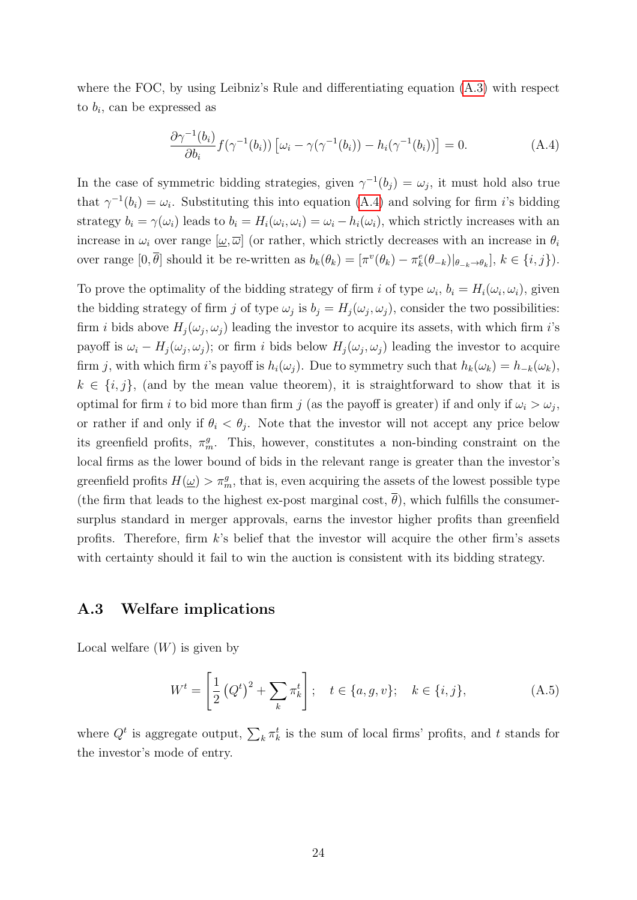where the FOC, by using Leibniz's Rule and differentiating equation (A.3) with respect to $b_i$, can be expressed as

$$\frac{\partial \gamma^{-1}(b_i)}{\partial b_i} f(\gamma^{-1}(b_i)) \left[\omega_i - \gamma(\gamma^{-1}(b_i)) - h_i(\gamma^{-1}(b_i))\right] = 0. \tag{A.4}$$

In the case of symmetric bidding strategies, given $\gamma^{-1}(b_j) = \omega_j$, it must hold also true that $\gamma^{-1}(b_i) = \omega_i$. Substituting this into equation (A.4) and solving for firm $i$'s bidding strategy $b_i = \gamma(\omega_i)$ leads to $b_i = H_i(\omega_i, \omega_i) = \omega_i - h_i(\omega_i)$, which strictly increases with an increase in $\omega_i$ over range $[\underline{\omega}, \overline{\omega}]$ (or rather, which strictly decreases with an increase in $\theta_i$ over range $[0, \overline{\theta}]$ should it be re-written as $b_k(\theta_k) = [\pi^v(\theta_k) - \pi_k^e(\theta_{-k})|_{\theta_{-k} \to \theta_k}]$, $k \in \{i, j\}$).

To prove the optimality of the bidding strategy of firm $i$ of type $\omega_i$, $b_i = H_i(\omega_i, \omega_i)$, given the bidding strategy of firm $j$ of type $\omega_j$ is $b_j = H_j(\omega_j, \omega_j)$, consider the two possibilities: firm $i$ bids above $H_j(\omega_j, \omega_j)$ leading the investor to acquire its assets, with which firm $i$'s payoff is $\omega_i - H_j(\omega_j, \omega_j)$; or firm $i$ bids below $H_j(\omega_j, \omega_j)$ leading the investor to acquire firm $j$, with which firm $i$'s payoff is $h_i(\omega_j)$. Due to symmetry such that $h_k(\omega_k) = h_{-k}(\omega_k)$, $k \in \{i, j\}$, (and by the mean value theorem), it is straightforward to show that it is optimal for firm $i$ to bid more than firm $j$ (as the payoff is greater) if and only if $\omega_i > \omega_j$, or rather if and only if $\theta_i < \theta_j$. Note that the investor will not accept any price below its greenfield profits, $\pi_m^g$. This, however, constitutes a non-binding constraint on the local firms as the lower bound of bids in the relevant range is greater than the investor's greenfield profits $H(\underline{\omega}) > \pi_m^g$, that is, even acquiring the assets of the lowest possible type (the firm that leads to the highest ex-post marginal cost, $\overline{\theta}$), which fulfills the consumer-surplus standard in merger approvals, earns the investor higher profits than greenfield profits. Therefore, firm $k$'s belief that the investor will acquire the other firm's assets with certainty should it fail to win the auction is consistent with its bidding strategy.

### A.3 Welfare implications

Local welfare ($W$) is given by

$$W^t = \left[\frac{1}{2}\left(Q^t\right)^2 + \sum_k \pi_k^t\right]; \quad t \in \{a, g, v\}; \quad k \in \{i, j\}, \tag{A.5}$$

where $Q^t$ is aggregate output, $\sum_k \pi_k^t$ is the sum of local firms' profits, and $t$ stands for the investor's mode of entry.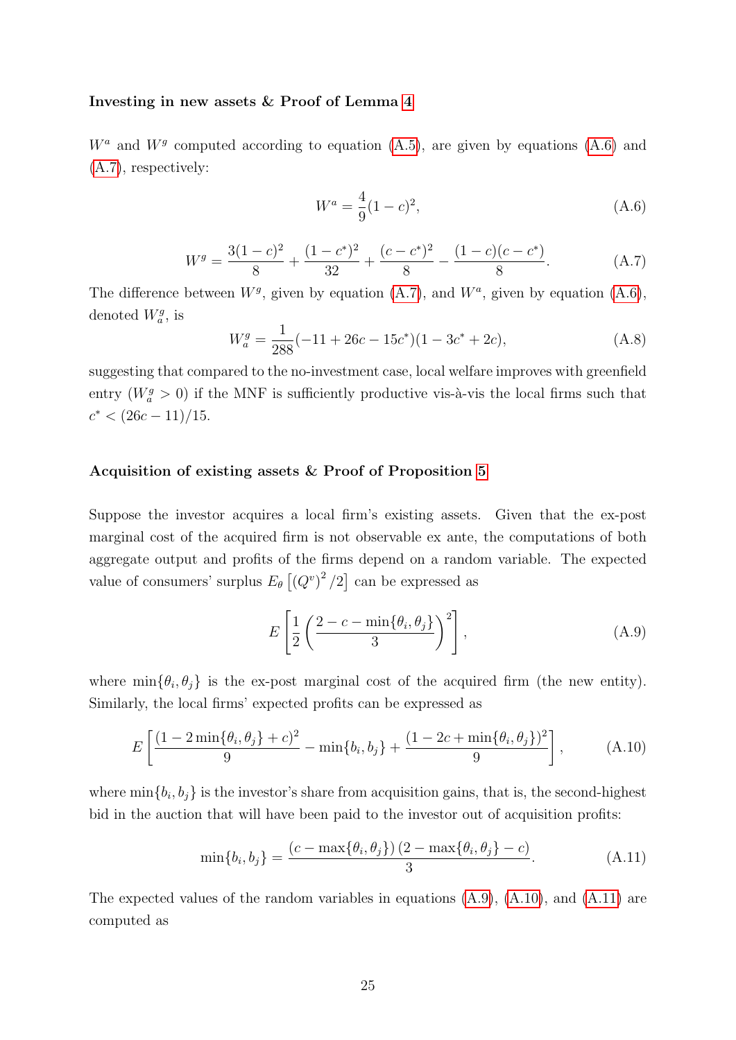**Investing in new assets & Proof of Lemma 4**

$W^a$ and $W^g$ computed according to equation (A.5), are given by equations (A.6) and (A.7), respectively:

$$W^a = \frac{4}{9}(1-c)^2, \tag{A.6}$$

$$W^g = \frac{3(1-c)^2}{8} + \frac{(1-c^*)^2}{32} + \frac{(c-c^*)^2}{8} - \frac{(1-c)(c-c^*)}{8}. \tag{A.7}$$

The difference between $W^g$, given by equation (A.7), and $W^a$, given by equation (A.6), denoted $W^g_a$, is

$$W^g_a = \frac{1}{288}(-11 + 26c - 15c^*)(1 - 3c^* + 2c), \tag{A.8}$$

suggesting that compared to the no-investment case, local welfare improves with greenfield entry ($W^g_a > 0$) if the MNF is sufficiently productive vis-à-vis the local firms such that $c^* < (26c - 11)/15$.

**Acquisition of existing assets & Proof of Proposition 5**

Suppose the investor acquires a local firm's existing assets. Given that the ex-post marginal cost of the acquired firm is not observable ex ante, the computations of both aggregate output and profits of the firms depend on a random variable. The expected value of consumers' surplus $E_\theta\left[(Q^v)^2/2\right]$ can be expressed as

$$E\left[\frac{1}{2}\left(\frac{2 - c - \min\{\theta_i, \theta_j\}}{3}\right)^2\right], \tag{A.9}$$

where $\min\{\theta_i, \theta_j\}$ is the ex-post marginal cost of the acquired firm (the new entity). Similarly, the local firms' expected profits can be expressed as

$$E\left[\frac{(1 - 2\min\{\theta_i, \theta_j\} + c)^2}{9} - \min\{b_i, b_j\} + \frac{(1 - 2c + \min\{\theta_i, \theta_j\})^2}{9}\right], \tag{A.10}$$

where $\min\{b_i, b_j\}$ is the investor's share from acquisition gains, that is, the second-highest bid in the auction that will have been paid to the investor out of acquisition profits:

$$\min\{b_i, b_j\} = \frac{(c - \max\{\theta_i, \theta_j\})(2 - \max\{\theta_i, \theta_j\} - c)}{3}. \tag{A.11}$$

The expected values of the random variables in equations (A.9), (A.10), and (A.11) are computed as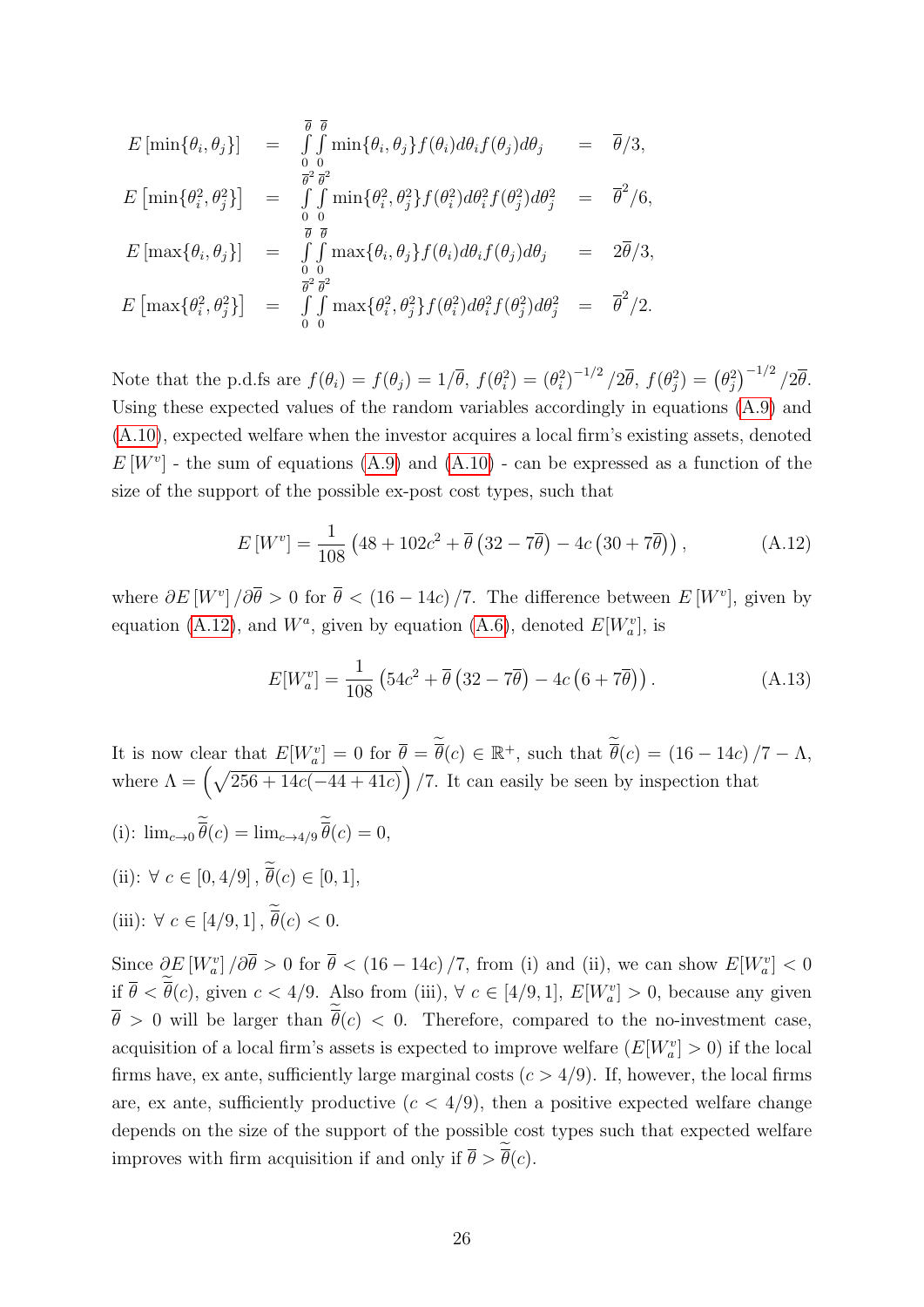$$
\begin{aligned}
E\left[\min\{\theta_i,\theta_j\}\right] &= \int_0^{\overline{\theta}}\int_0^{\overline{\theta}} \min\{\theta_i,\theta_j\} f(\theta_i)d\theta_i f(\theta_j)d\theta_j &&= \overline{\theta}/3,\\
E\left[\min\{\theta_i^2,\theta_j^2\}\right] &= \int_0^{\overline{\theta}^2}\int_0^{\overline{\theta}^2} \min\{\theta_i^2,\theta_j^2\} f(\theta_i^2)d\theta_i^2 f(\theta_j^2)d\theta_j^2 &&= \overline{\theta}^2/6,\\
E\left[\max\{\theta_i,\theta_j\}\right] &= \int_0^{\overline{\theta}}\int_0^{\overline{\theta}} \max\{\theta_i,\theta_j\} f(\theta_i)d\theta_i f(\theta_j)d\theta_j &&= 2\overline{\theta}/3,\\
E\left[\max\{\theta_i^2,\theta_j^2\}\right] &= \int_0^{\overline{\theta}^2}\int_0^{\overline{\theta}^2} \max\{\theta_i^2,\theta_j^2\} f(\theta_i^2)d\theta_i^2 f(\theta_j^2)d\theta_j^2 &&= \overline{\theta}^2/2.
\end{aligned}
$$

Note that the p.d.fs are $f(\theta_i) = f(\theta_j) = 1/\overline{\theta}$, $f(\theta_i^2) = \left(\theta_i^2\right)^{-1/2}/2\overline{\theta}$, $f(\theta_j^2) = \left(\theta_j^2\right)^{-1/2}/2\overline{\theta}$. Using these expected values of the random variables accordingly in equations (A.9) and (A.10), expected welfare when the investor acquires a local firm's existing assets, denoted $E\left[W^v\right]$ - the sum of equations (A.9) and (A.10) - can be expressed as a function of the size of the support of the possible ex-post cost types, such that

$$
E\left[W^v\right] = \frac{1}{108}\left(48 + 102c^2 + \overline{\theta}\left(32 - 7\overline{\theta}\right) - 4c\left(30 + 7\overline{\theta}\right)\right), \tag{A.12}
$$

where $\partial E\left[W^v\right]/\partial\overline{\theta} > 0$ for $\overline{\theta} < \left(16 - 14c\right)/7$. The difference between $E\left[W^v\right]$, given by equation (A.12), and $W^a$, given by equation (A.6), denoted $E[W_a^v]$, is

$$
E[W_a^v] = \frac{1}{108}\left(54c^2 + \overline{\theta}\left(32 - 7\overline{\theta}\right) - 4c\left(6 + 7\overline{\theta}\right)\right). \tag{A.13}
$$

It is now clear that $E[W_a^v] = 0$ for $\overline{\theta} = \widetilde{\widetilde{\theta}}(c) \in \mathbb{R}^+$, such that $\widetilde{\widetilde{\theta}}(c) = \left(16 - 14c\right)/7 - \Lambda$, where $\Lambda = \left(\sqrt{256 + 14c(-44 + 41c)}\right)/7$. It can easily be seen by inspection that

(i): $\lim_{c\to 0}\widetilde{\widetilde{\theta}}(c) = \lim_{c\to 4/9}\widetilde{\widetilde{\theta}}(c) = 0$,

(ii): $\forall\ c \in [0, 4/9]$, $\widetilde{\widetilde{\theta}}(c) \in [0, 1]$,

(iii): $\forall\ c \in [4/9, 1]$, $\widetilde{\widetilde{\theta}}(c) < 0$.

Since $\partial E\left[W_a^v\right]/\partial\overline{\theta} > 0$ for $\overline{\theta} < \left(16 - 14c\right)/7$, from (i) and (ii), we can show $E[W_a^v] < 0$ if $\overline{\theta} < \widetilde{\widetilde{\theta}}(c)$, given $c < 4/9$. Also from (iii), $\forall\ c \in [4/9, 1]$, $E[W_a^v] > 0$, because any given $\overline{\theta} > 0$ will be larger than $\widetilde{\widetilde{\theta}}(c) < 0$. Therefore, compared to the no-investment case, acquisition of a local firm's assets is expected to improve welfare ($E[W_a^v] > 0$) if the local firms have, ex ante, sufficiently large marginal costs ($c > 4/9$). If, however, the local firms are, ex ante, sufficiently productive ($c < 4/9$), then a positive expected welfare change depends on the size of the support of the possible cost types such that expected welfare improves with firm acquisition if and only if $\overline{\theta} > \widetilde{\widetilde{\theta}}(c)$.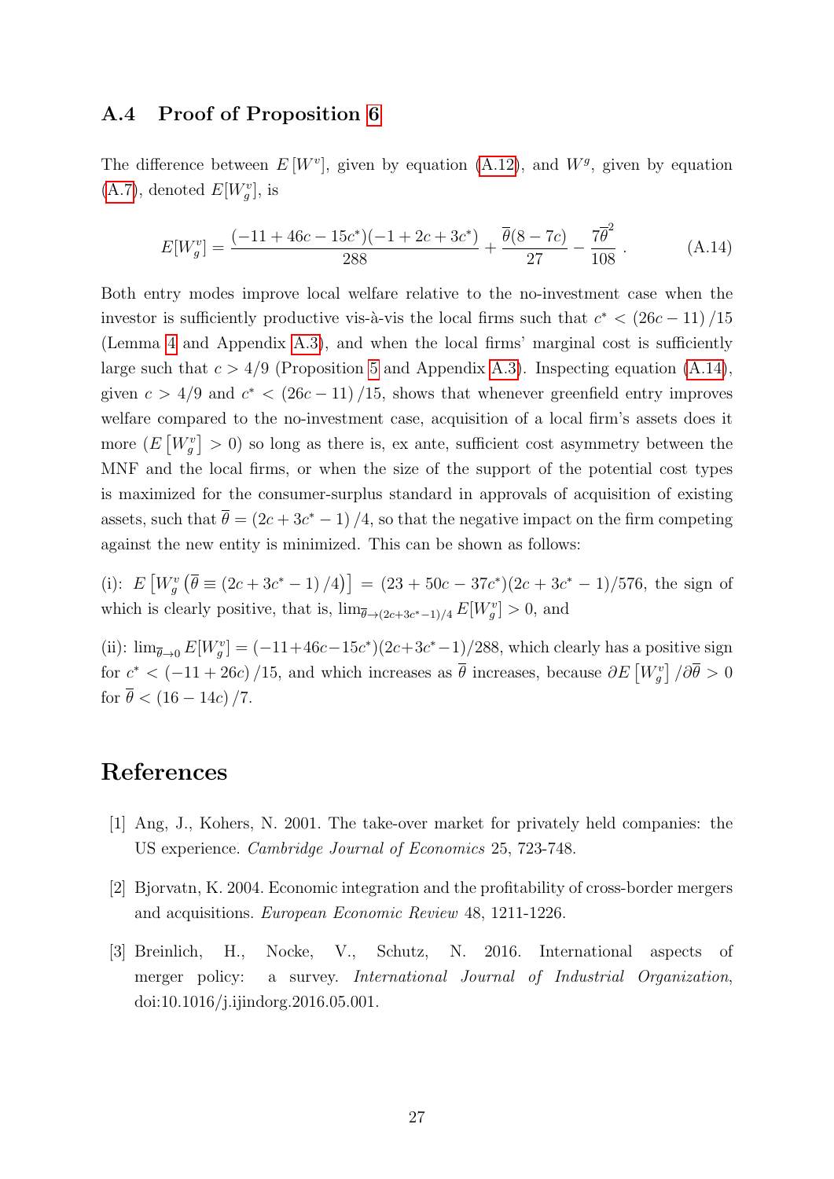### A.4 Proof of Proposition 6

The difference between $E[W^v]$, given by equation (A.12), and $W^g$, given by equation (A.7), denoted $E[W^v_g]$, is

$$E[W^v_g] = \frac{(-11 + 46c - 15c^*)(-1 + 2c + 3c^*)}{288} + \frac{\overline{\theta}(8 - 7c)}{27} - \frac{7\overline{\theta}^2}{108} \,. \tag{A.14}$$

Both entry modes improve local welfare relative to the no-investment case when the investor is sufficiently productive vis-à-vis the local firms such that $c^* < (26c - 11)/15$ (Lemma 4 and Appendix A.3), and when the local firms' marginal cost is sufficiently large such that $c > 4/9$ (Proposition 5 and Appendix A.3). Inspecting equation (A.14), given $c > 4/9$ and $c^* < (26c - 11)/15$, shows that whenever greenfield entry improves welfare compared to the no-investment case, acquisition of a local firm's assets does it more ($E[W^v_g] > 0$) so long as there is, ex ante, sufficient cost asymmetry between the MNF and the local firms, or when the size of the support of the potential cost types is maximized for the consumer-surplus standard in approvals of acquisition of existing assets, such that $\overline{\theta} = (2c + 3c^* - 1)/4$, so that the negative impact on the firm competing against the new entity is minimized. This can be shown as follows:

(i): $E\left[W^v_g\left(\overline{\theta} \equiv (2c + 3c^* - 1)/4\right)\right] = (23 + 50c - 37c^*)(2c + 3c^* - 1)/576$, the sign of which is clearly positive, that is, $\lim_{\overline{\theta} \to (2c+3c^*-1)/4} E[W^v_g] > 0$, and

(ii): $\lim_{\overline{\theta} \to 0} E[W^v_g] = (-11 + 46c - 15c^*)(2c + 3c^* - 1)/288$, which clearly has a positive sign for $c^* < (-11 + 26c)/15$, and which increases as $\overline{\theta}$ increases, because $\partial E[W^v_g]/\partial\overline{\theta} > 0$ for $\overline{\theta} < (16 - 14c)/7$.

## References

[1] Ang, J., Kohers, N. 2001. The take-over market for privately held companies: the US experience. *Cambridge Journal of Economics* 25, 723-748.

[2] Bjorvatn, K. 2004. Economic integration and the profitability of cross-border mergers and acquisitions. *European Economic Review* 48, 1211-1226.

[3] Breinlich, H., Nocke, V., Schutz, N. 2016. International aspects of merger policy: a survey. *International Journal of Industrial Organization*, doi:10.1016/j.ijindorg.2016.05.001.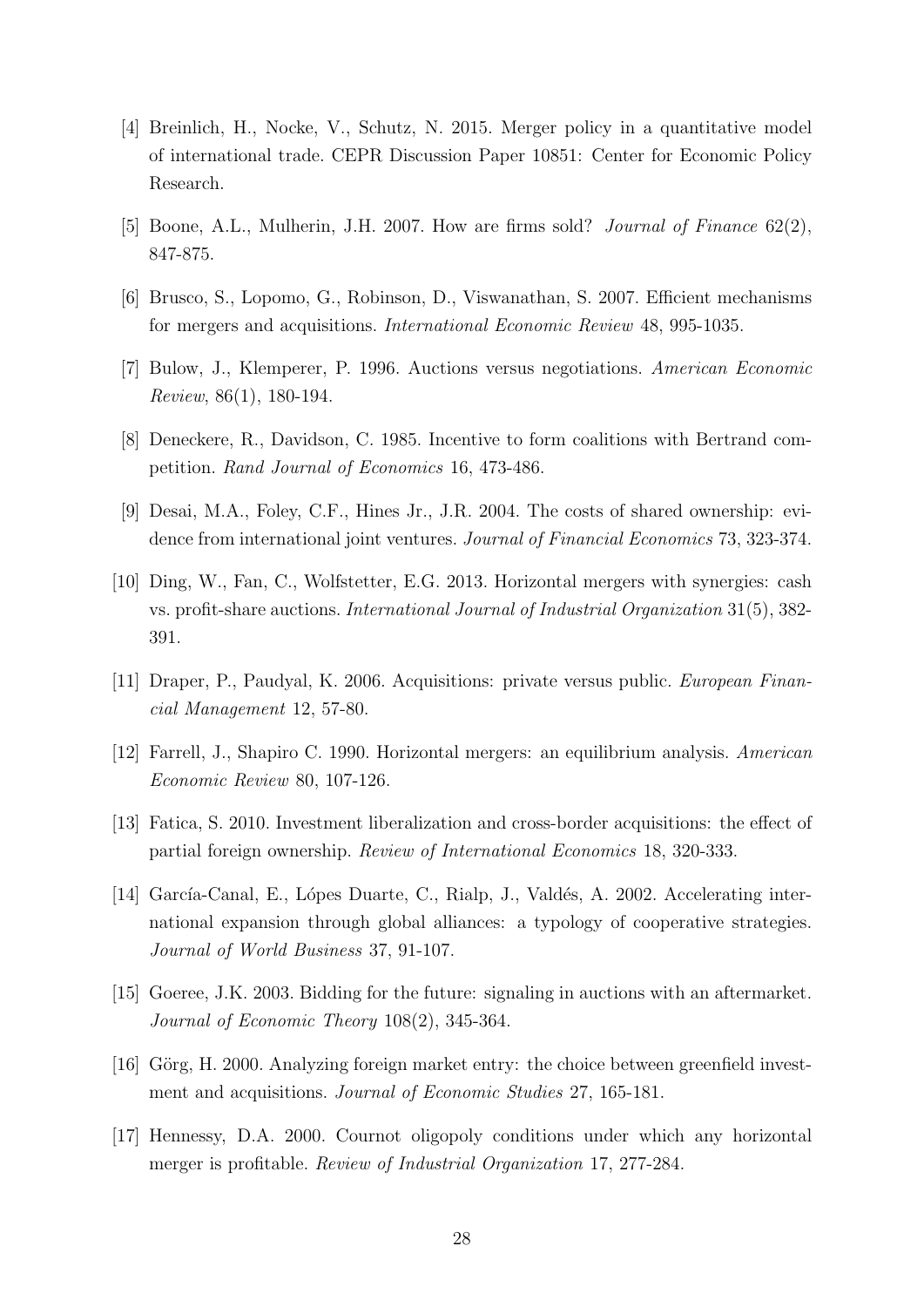[4] Breinlich, H., Nocke, V., Schutz, N. 2015. Merger policy in a quantitative model of international trade. CEPR Discussion Paper 10851: Center for Economic Policy Research.

[5] Boone, A.L., Mulherin, J.H. 2007. How are firms sold? *Journal of Finance* 62(2), 847-875.

[6] Brusco, S., Lopomo, G., Robinson, D., Viswanathan, S. 2007. Efficient mechanisms for mergers and acquisitions. *International Economic Review* 48, 995-1035.

[7] Bulow, J., Klemperer, P. 1996. Auctions versus negotiations. *American Economic Review*, 86(1), 180-194.

[8] Deneckere, R., Davidson, C. 1985. Incentive to form coalitions with Bertrand competition. *Rand Journal of Economics* 16, 473-486.

[9] Desai, M.A., Foley, C.F., Hines Jr., J.R. 2004. The costs of shared ownership: evidence from international joint ventures. *Journal of Financial Economics* 73, 323-374.

[10] Ding, W., Fan, C., Wolfstetter, E.G. 2013. Horizontal mergers with synergies: cash vs. profit-share auctions. *International Journal of Industrial Organization* 31(5), 382-391.

[11] Draper, P., Paudyal, K. 2006. Acquisitions: private versus public. *European Financial Management* 12, 57-80.

[12] Farrell, J., Shapiro C. 1990. Horizontal mergers: an equilibrium analysis. *American Economic Review* 80, 107-126.

[13] Fatica, S. 2010. Investment liberalization and cross-border acquisitions: the effect of partial foreign ownership. *Review of International Economics* 18, 320-333.

[14] García-Canal, E., Lópes Duarte, C., Rialp, J., Valdés, A. 2002. Accelerating international expansion through global alliances: a typology of cooperative strategies. *Journal of World Business* 37, 91-107.

[15] Goeree, J.K. 2003. Bidding for the future: signaling in auctions with an aftermarket. *Journal of Economic Theory* 108(2), 345-364.

[16] Görg, H. 2000. Analyzing foreign market entry: the choice between greenfield investment and acquisitions. *Journal of Economic Studies* 27, 165-181.

[17] Hennessy, D.A. 2000. Cournot oligopoly conditions under which any horizontal merger is profitable. *Review of Industrial Organization* 17, 277-284.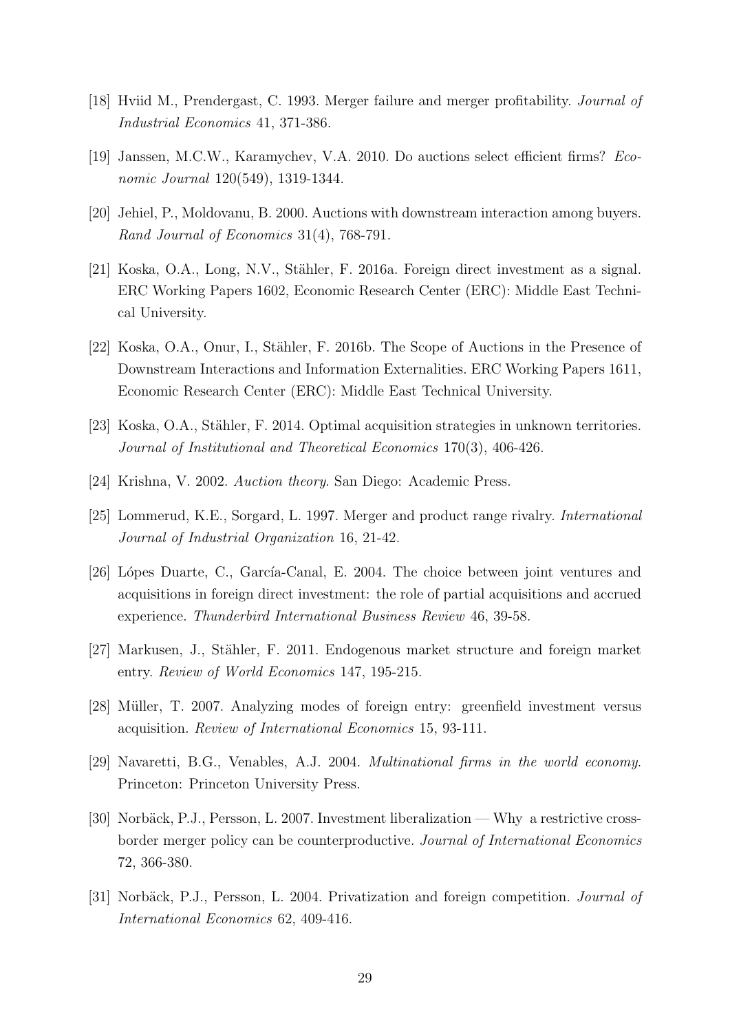[18] Hviid M., Prendergast, C. 1993. Merger failure and merger profitability. *Journal of Industrial Economics* 41, 371-386.

[19] Janssen, M.C.W., Karamychev, V.A. 2010. Do auctions select efficient firms? *Economic Journal* 120(549), 1319-1344.

[20] Jehiel, P., Moldovanu, B. 2000. Auctions with downstream interaction among buyers. *Rand Journal of Economics* 31(4), 768-791.

[21] Koska, O.A., Long, N.V., Stähler, F. 2016a. Foreign direct investment as a signal. ERC Working Papers 1602, Economic Research Center (ERC): Middle East Technical University.

[22] Koska, O.A., Onur, I., Stähler, F. 2016b. The Scope of Auctions in the Presence of Downstream Interactions and Information Externalities. ERC Working Papers 1611, Economic Research Center (ERC): Middle East Technical University.

[23] Koska, O.A., Stähler, F. 2014. Optimal acquisition strategies in unknown territories. *Journal of Institutional and Theoretical Economics* 170(3), 406-426.

[24] Krishna, V. 2002. *Auction theory*. San Diego: Academic Press.

[25] Lommerud, K.E., Sorgard, L. 1997. Merger and product range rivalry. *International Journal of Industrial Organization* 16, 21-42.

[26] Lópes Duarte, C., García-Canal, E. 2004. The choice between joint ventures and acquisitions in foreign direct investment: the role of partial acquisitions and accrued experience. *Thunderbird International Business Review* 46, 39-58.

[27] Markusen, J., Stähler, F. 2011. Endogenous market structure and foreign market entry. *Review of World Economics* 147, 195-215.

[28] Müller, T. 2007. Analyzing modes of foreign entry: greenfield investment versus acquisition. *Review of International Economics* 15, 93-111.

[29] Navaretti, B.G., Venables, A.J. 2004. *Multinational firms in the world economy*. Princeton: Princeton University Press.

[30] Norbäck, P.J., Persson, L. 2007. Investment liberalization — Why a restrictive cross-border merger policy can be counterproductive. *Journal of International Economics* 72, 366-380.

[31] Norbäck, P.J., Persson, L. 2004. Privatization and foreign competition. *Journal of International Economics* 62, 409-416.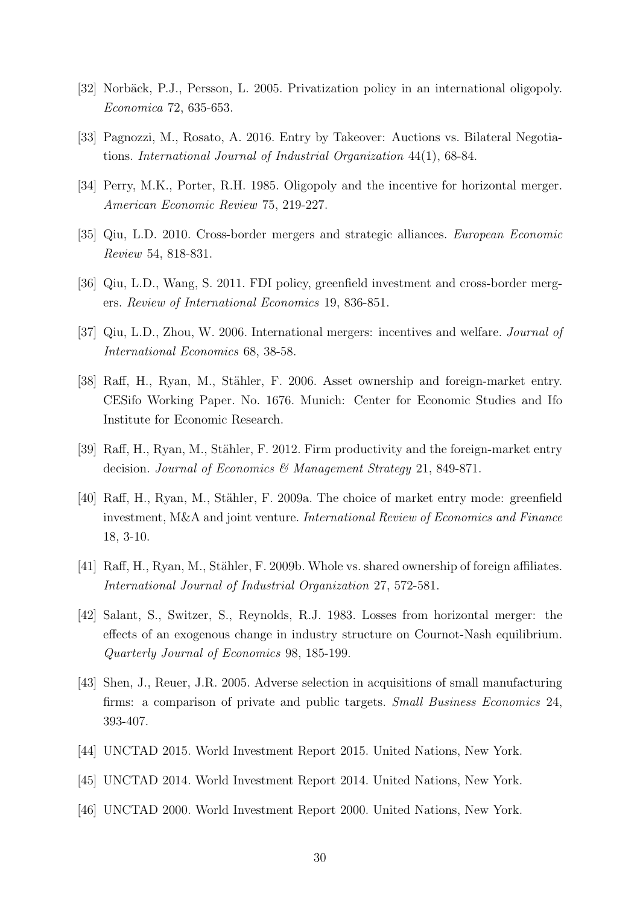[32] Norbäck, P.J., Persson, L. 2005. Privatization policy in an international oligopoly. *Economica* 72, 635-653.

[33] Pagnozzi, M., Rosato, A. 2016. Entry by Takeover: Auctions vs. Bilateral Negotiations. *International Journal of Industrial Organization* 44(1), 68-84.

[34] Perry, M.K., Porter, R.H. 1985. Oligopoly and the incentive for horizontal merger. *American Economic Review* 75, 219-227.

[35] Qiu, L.D. 2010. Cross-border mergers and strategic alliances. *European Economic Review* 54, 818-831.

[36] Qiu, L.D., Wang, S. 2011. FDI policy, greenfield investment and cross-border mergers. *Review of International Economics* 19, 836-851.

[37] Qiu, L.D., Zhou, W. 2006. International mergers: incentives and welfare. *Journal of International Economics* 68, 38-58.

[38] Raff, H., Ryan, M., Stähler, F. 2006. Asset ownership and foreign-market entry. CESifo Working Paper. No. 1676. Munich: Center for Economic Studies and Ifo Institute for Economic Research.

[39] Raff, H., Ryan, M., Stähler, F. 2012. Firm productivity and the foreign-market entry decision. *Journal of Economics & Management Strategy* 21, 849-871.

[40] Raff, H., Ryan, M., Stähler, F. 2009a. The choice of market entry mode: greenfield investment, M&A and joint venture. *International Review of Economics and Finance* 18, 3-10.

[41] Raff, H., Ryan, M., Stähler, F. 2009b. Whole vs. shared ownership of foreign affiliates. *International Journal of Industrial Organization* 27, 572-581.

[42] Salant, S., Switzer, S., Reynolds, R.J. 1983. Losses from horizontal merger: the effects of an exogenous change in industry structure on Cournot-Nash equilibrium. *Quarterly Journal of Economics* 98, 185-199.

[43] Shen, J., Reuer, J.R. 2005. Adverse selection in acquisitions of small manufacturing firms: a comparison of private and public targets. *Small Business Economics* 24, 393-407.

[44] UNCTAD 2015. World Investment Report 2015. United Nations, New York.

[45] UNCTAD 2014. World Investment Report 2014. United Nations, New York.

[46] UNCTAD 2000. World Investment Report 2000. United Nations, New York.